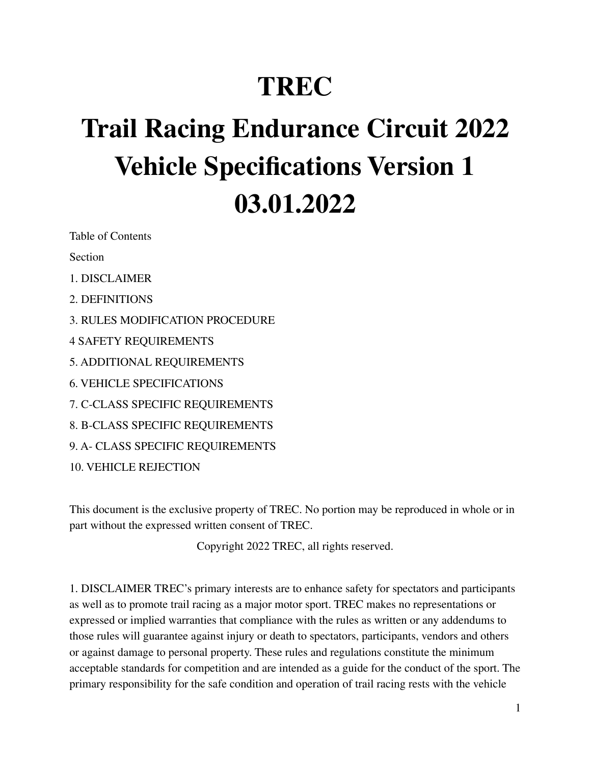# TREC

# Trail Racing Endurance Circuit 2022 Vehicle Specifications Version 1 03.01.2022

Table of Contents

Section

1. DISCLAIMER

2. DEFINITIONS

3. RULES MODIFICATION PROCEDURE

4 SAFETY REQUIREMENTS

5. ADDITIONAL REQUIREMENTS

6. VEHICLE SPECIFICATIONS

7. C-CLASS SPECIFIC REQUIREMENTS

8. B-CLASS SPECIFIC REQUIREMENTS

9. A- CLASS SPECIFIC REQUIREMENTS

10. VEHICLE REJECTION

This document is the exclusive property of TREC. No portion may be reproduced in whole or in part without the expressed written consent of TREC.

Copyright 2022 TREC, all rights reserved.

1. DISCLAIMER TREC's primary interests are to enhance safety for spectators and participants as well as to promote trail racing as a major motor sport. TREC makes no representations or expressed or implied warranties that compliance with the rules as written or any addendums to those rules will guarantee against injury or death to spectators, participants, vendors and others or against damage to personal property. These rules and regulations constitute the minimum acceptable standards for competition and are intended as a guide for the conduct of the sport. The primary responsibility for the safe condition and operation of trail racing rests with the vehicle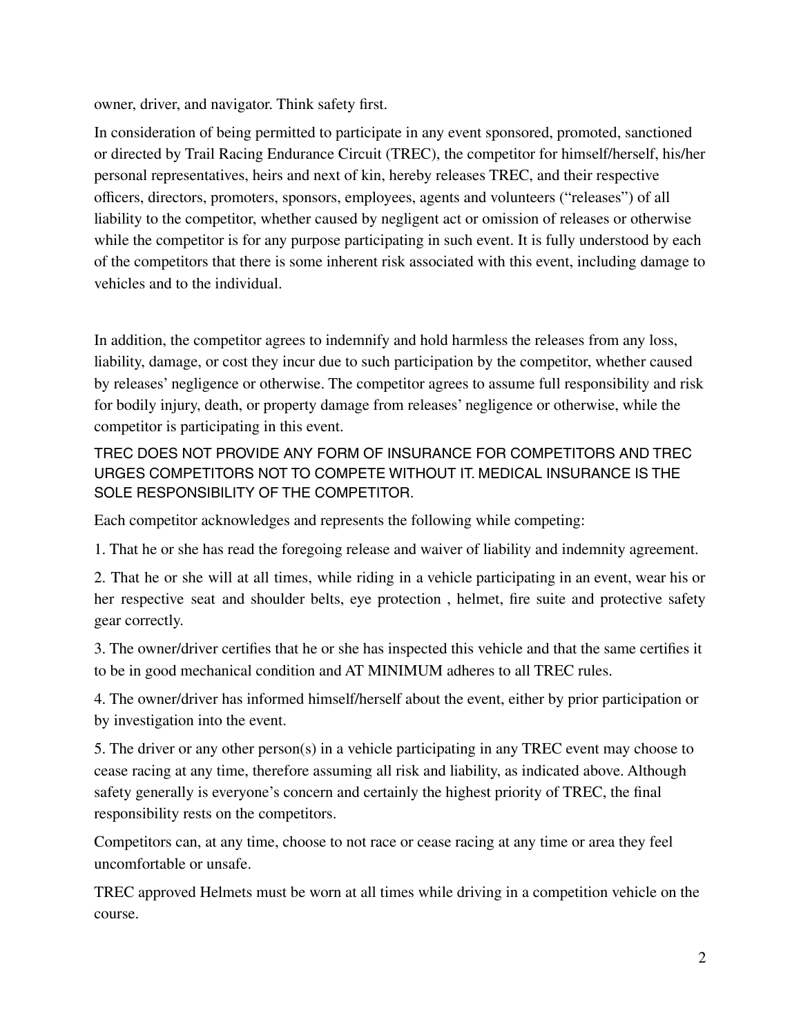owner, driver, and navigator. Think safety first.

In consideration of being permitted to participate in any event sponsored, promoted, sanctioned or directed by Trail Racing Endurance Circuit (TREC), the competitor for himself/herself, his/her personal representatives, heirs and next of kin, hereby releases TREC, and their respective officers, directors, promoters, sponsors, employees, agents and volunteers ("releases") of all liability to the competitor, whether caused by negligent act or omission of releases or otherwise while the competitor is for any purpose participating in such event. It is fully understood by each of the competitors that there is some inherent risk associated with this event, including damage to vehicles and to the individual.

In addition, the competitor agrees to indemnify and hold harmless the releases from any loss, liability, damage, or cost they incur due to such participation by the competitor, whether caused by releases' negligence or otherwise. The competitor agrees to assume full responsibility and risk for bodily injury, death, or property damage from releases' negligence or otherwise, while the competitor is participating in this event.

TREC DOES NOT PROVIDE ANY FORM OF INSURANCE FOR COMPETITORS AND TREC URGES COMPETITORS NOT TO COMPETE WITHOUT IT. MEDICAL INSURANCE IS THE SOLE RESPONSIBILITY OF THE COMPETITOR.

Each competitor acknowledges and represents the following while competing:

1. That he or she has read the foregoing release and waiver of liability and indemnity agreement.

2. That he or she will at all times, while riding in a vehicle participating in an event, wear his or her respective seat and shoulder belts, eye protection , helmet, fire suite and protective safety gear correctly.

3. The owner/driver certifies that he or she has inspected this vehicle and that the same certifies it to be in good mechanical condition and AT MINIMUM adheres to all TREC rules.

4. The owner/driver has informed himself/herself about the event, either by prior participation or by investigation into the event.

5. The driver or any other person(s) in a vehicle participating in any TREC event may choose to cease racing at any time, therefore assuming all risk and liability, as indicated above. Although safety generally is everyone's concern and certainly the highest priority of TREC, the final responsibility rests on the competitors.

Competitors can, at any time, choose to not race or cease racing at any time or area they feel uncomfortable or unsafe.

TREC approved Helmets must be worn at all times while driving in a competition vehicle on the course.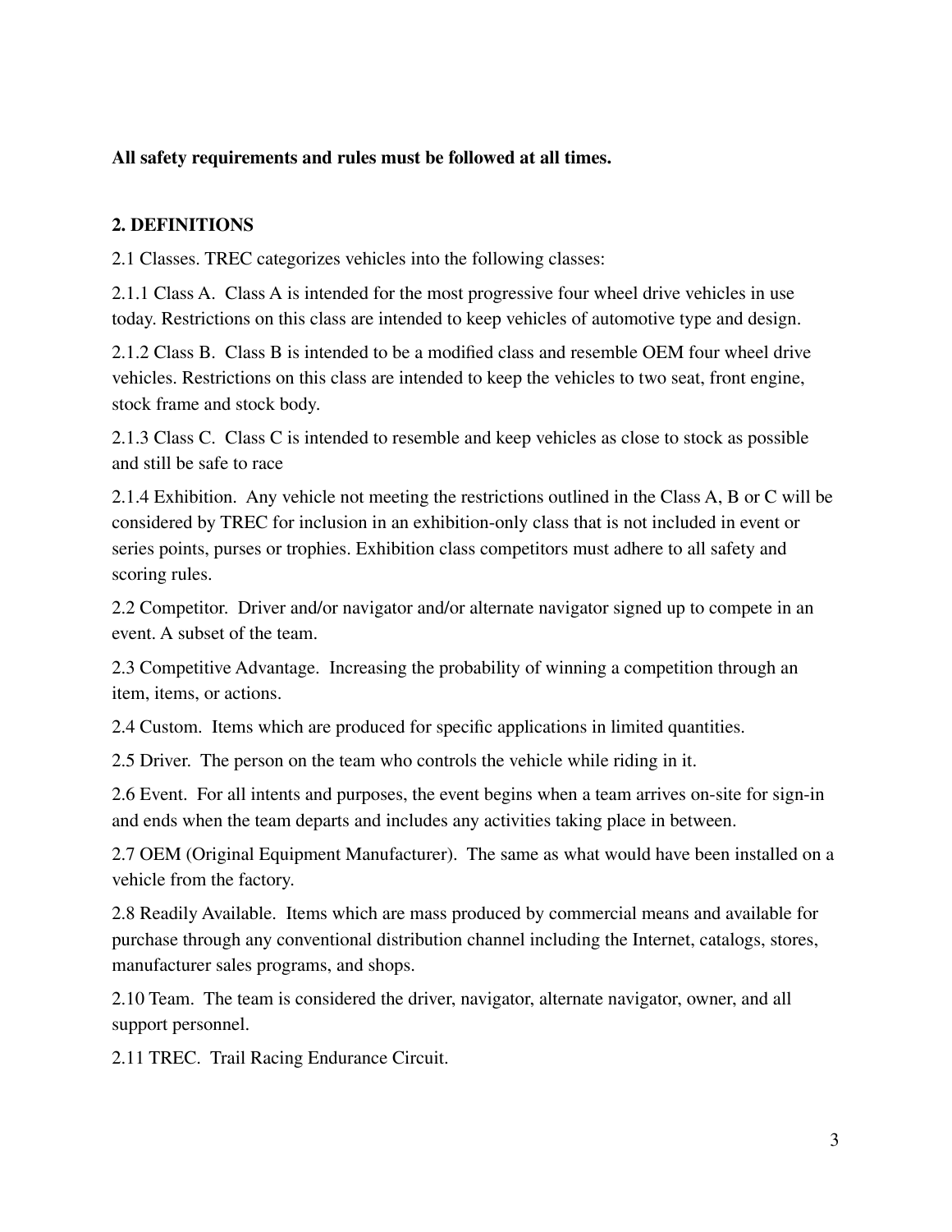**All safety requirements and rules must be followed at all times.**

## 2. DEFINITIONS

2.1 Classes. TREC categorizes vehicles into the following classes:

2.1.1 Class A. Class A is intended for the most progressive four wheel drive vehicles in use today. Restrictions on this class are intended to keep vehicles of automotive type and design.

2.1.2 Class B. Class B is intended to be a modified class and resemble OEM four wheel drive vehicles. Restrictions on this class are intended to keep the vehicles to two seat, front engine, stock frame and stock body.

2.1.3 Class C. Class C is intended to resemble and keep vehicles as close to stock as possible and still be safe to race

2.1.4 Exhibition. Any vehicle not meeting the restrictions outlined in the Class A, B or C will be considered by TREC for inclusion in an exhibition-only class that is not included in event or series points, purses or trophies. Exhibition class competitors must adhere to all safety and scoring rules.

2.2 Competitor. Driver and/or navigator and/or alternate navigator signed up to compete in an event. A subset of the team.

2.3 Competitive Advantage. Increasing the probability of winning a competition through an item, items, or actions.

2.4 Custom. Items which are produced for specific applications in limited quantities.

2.5 Driver. The person on the team who controls the vehicle while riding in it.

2.6 Event. For all intents and purposes, the event begins when a team arrives on-site for sign-in and ends when the team departs and includes any activities taking place in between.

2.7 OEM (Original Equipment Manufacturer). The same as what would have been installed on a vehicle from the factory.

2.8 Readily Available. Items which are mass produced by commercial means and available for purchase through any conventional distribution channel including the Internet, catalogs, stores, manufacturer sales programs, and shops.

2.10 Team. The team is considered the driver, navigator, alternate navigator, owner, and all support personnel.

2.11 TREC. Trail Racing Endurance Circuit.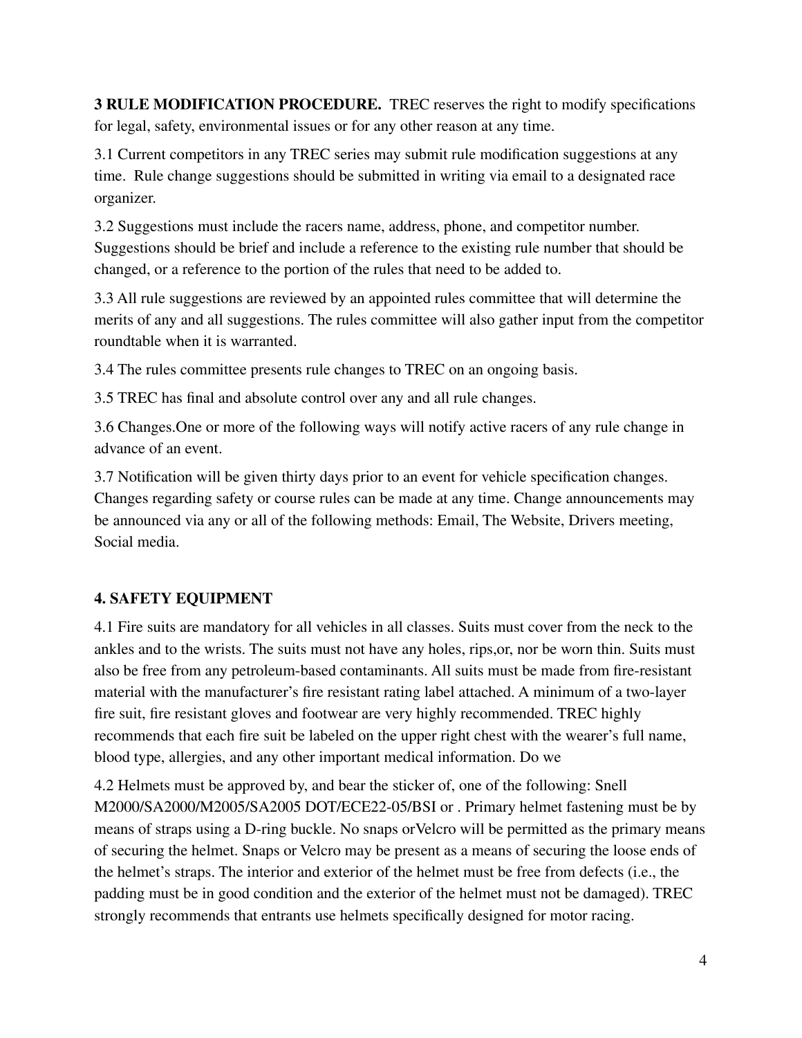**3 RULE MODIFICATION PROCEDURE.** TREC reserves the right to modify specifications for legal, safety, environmental issues or for any other reason at any time.

3.1 Current competitors in any TREC series may submit rule modification suggestions at any time. Rule change suggestions should be submitted in writing via email to a designated race organizer.

3.2 Suggestions must include the racers name, address, phone, and competitor number. Suggestions should be brief and include a reference to the existing rule number that should be changed, or a reference to the portion of the rules that need to be added to.

3.3 All rule suggestions are reviewed by an appointed rules committee that will determine the merits of any and all suggestions. The rules committee will also gather input from the competitor roundtable when it is warranted.

3.4 The rules committee presents rule changes to TREC on an ongoing basis.

3.5 TREC has final and absolute control over any and all rule changes.

3.6 Changes.One or more of the following ways will notify active racers of any rule change in advance of an event.

3.7 Notification will be given thirty days prior to an event for vehicle specification changes. Changes regarding safety or course rules can be made at any time. Change announcements may be announced via any or all of the following methods: Email, The Website, Drivers meeting, Social media.

## 4. SAFETY EQUIPMENT

4.1 Fire suits are mandatory for all vehicles in all classes. Suits must cover from the neck to the ankles and to the wrists. The suits must not have any holes, rips,or, nor be worn thin. Suits must also be free from any petroleum-based contaminants. All suits must be made from fire-resistant material with the manufacturer's fire resistant rating label attached. A minimum of a two-layer fire suit, fire resistant gloves and footwear are very highly recommended. TREC highly recommends that each fire suit be labeled on the upper right chest with the wearer's full name, blood type, allergies, and any other important medical information. Do we

4.2 Helmets must be approved by, and bear the sticker of, one of the following: Snell M2000/SA2000/M2005/SA2005 DOT/ECE22-05/BSI or . Primary helmet fastening must be by means of straps using a D-ring buckle. No snaps orVelcro will be permitted as the primary means of securing the helmet. Snaps or Velcro may be present as a means of securing the loose ends of the helmet's straps. The interior and exterior of the helmet must be free from defects (i.e., the padding must be in good condition and the exterior of the helmet must not be damaged). TREC strongly recommends that entrants use helmets specifically designed for motor racing.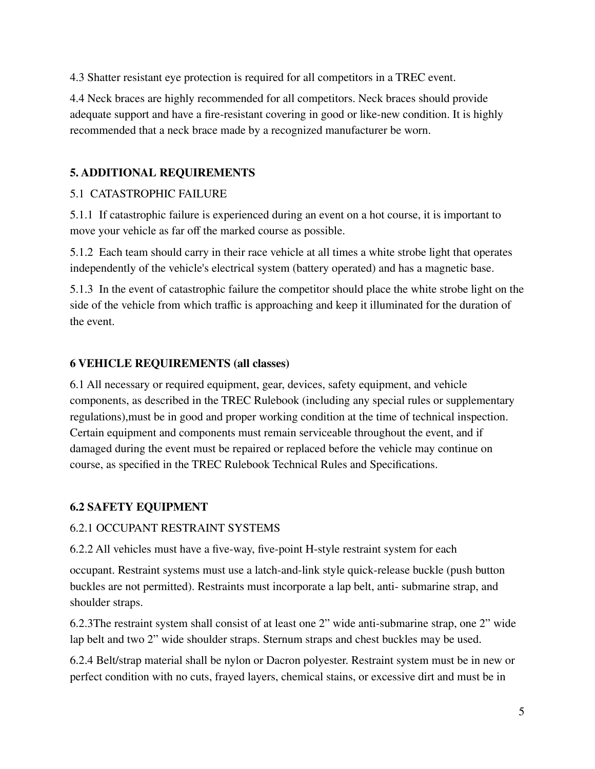4.3 Shatter resistant eye protection is required for all competitors in a TREC event.

4.4 Neck braces are highly recommended for all competitors. Neck braces should provide adequate support and have a fire-resistant covering in good or like-new condition. It is highly recommended that a neck brace made by a recognized manufacturer be worn.

## 5. ADDITIONAL REQUIREMENTS

5.1 CATASTROPHIC FAILURE

5.1.1 If catastrophic failure is experienced during an event on a hot course, it is important to move your vehicle as far off the marked course as possible.

5.1.2 Each team should carry in their race vehicle at all times a white strobe light that operates independently of the vehicle's electrical system (battery operated) and has a magnetic base.

5.1.3 In the event of catastrophic failure the competitor should place the white strobe light on the side of the vehicle from which traffic is approaching and keep it illuminated for the duration of the event.

## 6 VEHICLE REQUIREMENTS (all classes)

6.1 All necessary or required equipment, gear, devices, safety equipment, and vehicle components, as described in the TREC Rulebook (including any special rules or supplementary regulations),must be in good and proper working condition at the time of technical inspection. Certain equipment and components must remain serviceable throughout the event, and if damaged during the event must be repaired or replaced before the vehicle may continue on course, as specified in the TREC Rulebook Technical Rules and Specifications.

## 6.2 SAFETY EQUIPMENT

6.2.1 OCCUPANT RESTRAINT SYSTEMS

6.2.2 All vehicles must have a five-way, five-point H-style restraint system for each

occupant. Restraint systems must use a latch-and-link style quick-release buckle (push button buckles are not permitted). Restraints must incorporate a lap belt, anti- submarine strap, and shoulder straps.

6.2.3The restraint system shall consist of at least one 2" wide anti-submarine strap, one 2" wide lap belt and two 2" wide shoulder straps. Sternum straps and chest buckles may be used.

6.2.4 Belt/strap material shall be nylon or Dacron polyester. Restraint system must be in new or perfect condition with no cuts, frayed layers, chemical stains, or excessive dirt and must be in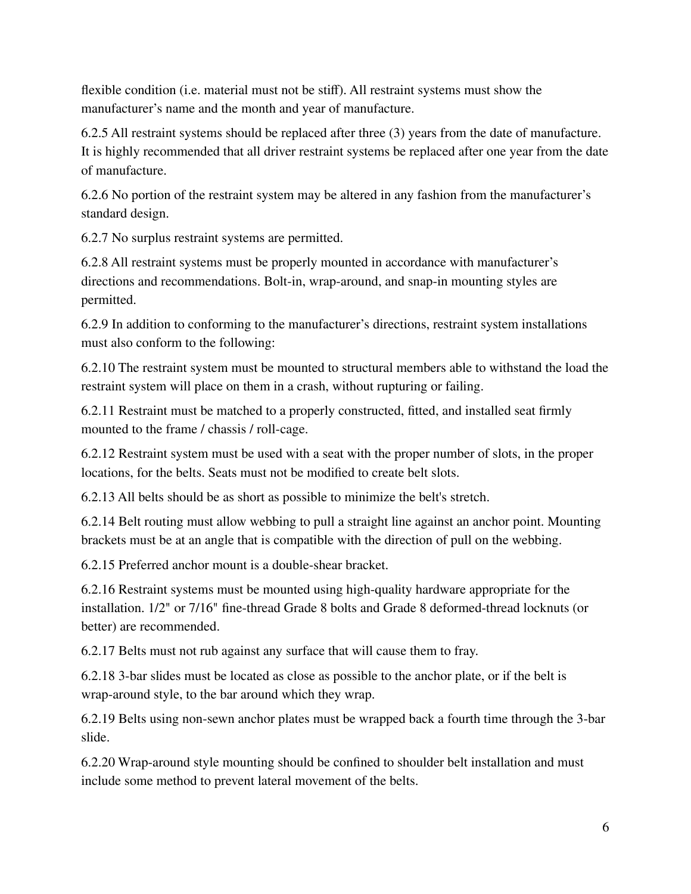flexible condition (i.e. material must not be stiff). All restraint systems must show the manufacturer's name and the month and year of manufacture.

6.2.5 All restraint systems should be replaced after three (3) years from the date of manufacture. It is highly recommended that all driver restraint systems be replaced after one year from the date of manufacture.

6.2.6 No portion of the restraint system may be altered in any fashion from the manufacturer's standard design.

6.2.7 No surplus restraint systems are permitted.

6.2.8 All restraint systems must be properly mounted in accordance with manufacturer's directions and recommendations. Bolt-in, wrap-around, and snap-in mounting styles are permitted.

6.2.9 In addition to conforming to the manufacturer's directions, restraint system installations must also conform to the following:

6.2.10 The restraint system must be mounted to structural members able to withstand the load the restraint system will place on them in a crash, without rupturing or failing.

6.2.11 Restraint must be matched to a properly constructed, fitted, and installed seat firmly mounted to the frame / chassis / roll-cage.

6.2.12 Restraint system must be used with a seat with the proper number of slots, in the proper locations, for the belts. Seats must not be modified to create belt slots.

6.2.13 All belts should be as short as possible to minimize the belt's stretch.

6.2.14 Belt routing must allow webbing to pull a straight line against an anchor point. Mounting brackets must be at an angle that is compatible with the direction of pull on the webbing.

6.2.15 Preferred anchor mount is a double-shear bracket.

6.2.16 Restraint systems must be mounted using high-quality hardware appropriate for the installation. 1/2" or 7/16" fine-thread Grade 8 bolts and Grade 8 deformed-thread locknuts (or better) are recommended.

6.2.17 Belts must not rub against any surface that will cause them to fray.

6.2.18 3-bar slides must be located as close as possible to the anchor plate, or if the belt is wrap-around style, to the bar around which they wrap.

6.2.19 Belts using non-sewn anchor plates must be wrapped back a fourth time through the 3-bar slide.

6.2.20 Wrap-around style mounting should be confined to shoulder belt installation and must include some method to prevent lateral movement of the belts.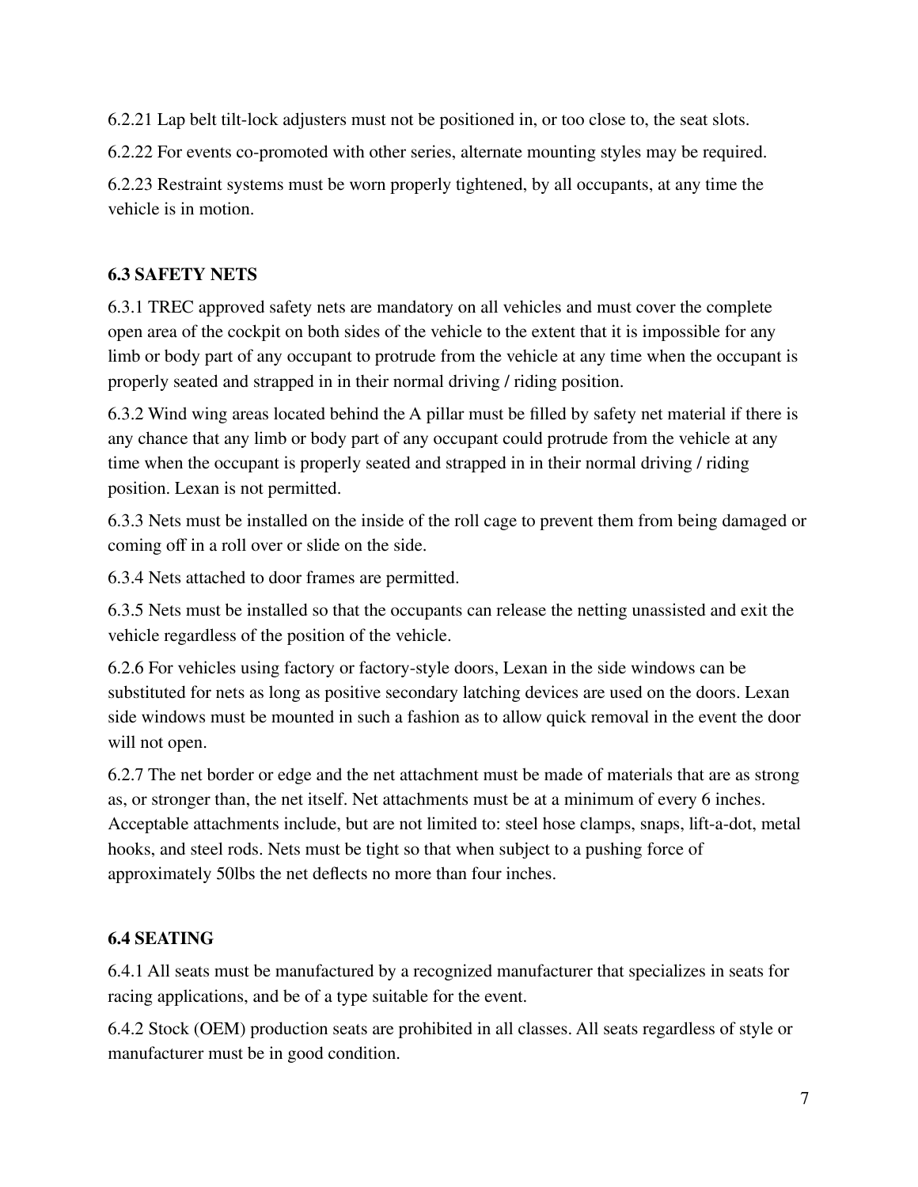6.2.21 Lap belt tilt-lock adjusters must not be positioned in, or too close to, the seat slots.

6.2.22 For events co-promoted with other series, alternate mounting styles may be required.

6.2.23 Restraint systems must be worn properly tightened, by all occupants, at any time the vehicle is in motion.

### 6.3 SAFETY NETS

6.3.1 TREC approved safety nets are mandatory on all vehicles and must cover the complete open area of the cockpit on both sides of the vehicle to the extent that it is impossible for any limb or body part of any occupant to protrude from the vehicle at any time when the occupant is properly seated and strapped in in their normal driving / riding position.

6.3.2 Wind wing areas located behind the A pillar must be filled by safety net material if there is any chance that any limb or body part of any occupant could protrude from the vehicle at any time when the occupant is properly seated and strapped in in their normal driving / riding position. Lexan is not permitted.

6.3.3 Nets must be installed on the inside of the roll cage to prevent them from being damaged or coming off in a roll over or slide on the side.

6.3.4 Nets attached to door frames are permitted.

6.3.5 Nets must be installed so that the occupants can release the netting unassisted and exit the vehicle regardless of the position of the vehicle.

6.2.6 For vehicles using factory or factory-style doors, Lexan in the side windows can be substituted for nets as long as positive secondary latching devices are used on the doors. Lexan side windows must be mounted in such a fashion as to allow quick removal in the event the door will not open.

6.2.7 The net border or edge and the net attachment must be made of materials that are as strong as, or stronger than, the net itself. Net attachments must be at a minimum of every 6 inches. Acceptable attachments include, but are not limited to: steel hose clamps, snaps, lift-a-dot, metal hooks, and steel rods. Nets must be tight so that when subject to a pushing force of approximately 50lbs the net deflects no more than four inches.

### 6.4 SEATING

6.4.1 All seats must be manufactured by a recognized manufacturer that specializes in seats for racing applications, and be of a type suitable for the event.

6.4.2 Stock (OEM) production seats are prohibited in all classes. All seats regardless of style or manufacturer must be in good condition.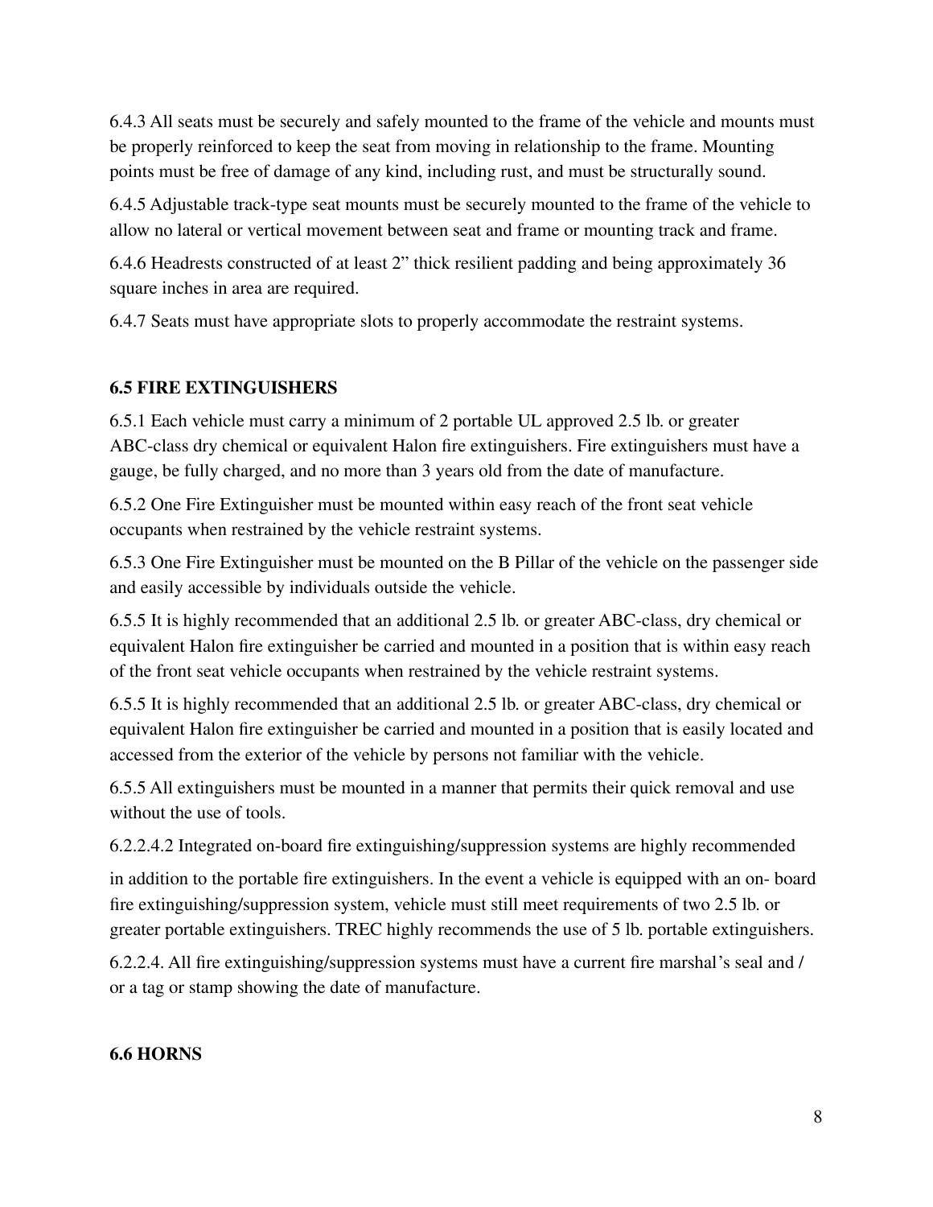6.4.3 All seats must be securely and safely mounted to the frame of the vehicle and mounts must be properly reinforced to keep the seat from moving in relationship to the frame. Mounting points must be free of damage of any kind, including rust, and must be structurally sound.

6.4.5 Adjustable track-type seat mounts must be securely mounted to the frame of the vehicle to allow no lateral or vertical movement between seat and frame or mounting track and frame.

6.4.6 Headrests constructed of at least 2" thick resilient padding and being approximately 36 square inches in area are required.

6.4.7 Seats must have appropriate slots to properly accommodate the restraint systems.

### 6.5 FIRE EXTINGUISHERS

6.5.1 Each vehicle must carry a minimum of 2 portable UL approved 2.5 lb. or greater ABC-class dry chemical or equivalent Halon fire extinguishers. Fire extinguishers must have a gauge, be fully charged, and no more than 3 years old from the date of manufacture.

6.5.2 One Fire Extinguisher must be mounted within easy reach of the front seat vehicle occupants when restrained by the vehicle restraint systems.

6.5.3 One Fire Extinguisher must be mounted on the B Pillar of the vehicle on the passenger side and easily accessible by individuals outside the vehicle.

6.5.5 It is highly recommended that an additional 2.5 lb. or greater ABC-class, dry chemical or equivalent Halon fire extinguisher be carried and mounted in a position that is within easy reach of the front seat vehicle occupants when restrained by the vehicle restraint systems.

6.5.5 It is highly recommended that an additional 2.5 lb. or greater ABC-class, dry chemical or equivalent Halon fire extinguisher be carried and mounted in a position that is easily located and accessed from the exterior of the vehicle by persons not familiar with the vehicle.

6.5.5 All extinguishers must be mounted in a manner that permits their quick removal and use without the use of tools.

6.2.2.4.2 Integrated on-board fire extinguishing/suppression systems are highly recommended

in addition to the portable fire extinguishers. In the event a vehicle is equipped with an on- board fire extinguishing/suppression system, vehicle must still meet requirements of two 2.5 lb. or greater portable extinguishers. TREC highly recommends the use of 5 lb. portable extinguishers.

6.2.2.4. All fire extinguishing/suppression systems must have a current fire marshal's seal and / or a tag or stamp showing the date of manufacture.

### 6.6 HORNS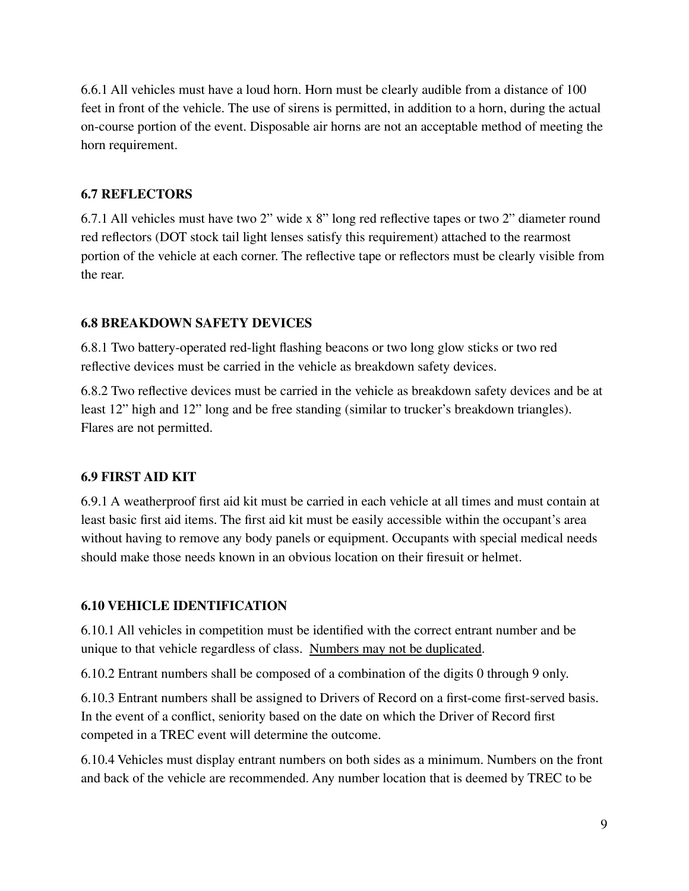6.6.1 All vehicles must have a loud horn. Horn must be clearly audible from a distance of 100 feet in front of the vehicle. The use of sirens is permitted, in addition to a horn, during the actual on-course portion of the event. Disposable air horns are not an acceptable method of meeting the horn requirement.

### 6.7 REFLECTORS

6.7.1 All vehicles must have two 2" wide x 8" long red reflective tapes or two 2" diameter round red reflectors (DOT stock tail light lenses satisfy this requirement) attached to the rearmost portion of the vehicle at each corner. The reflective tape or reflectors must be clearly visible from the rear.

### 6.8 BREAKDOWN SAFETY DEVICES

6.8.1 Two battery-operated red-light flashing beacons or two long glow sticks or two red reflective devices must be carried in the vehicle as breakdown safety devices.

6.8.2 Two reflective devices must be carried in the vehicle as breakdown safety devices and be at least 12" high and 12" long and be free standing (similar to trucker's breakdown triangles). Flares are not permitted.

### 6.9 FIRST AID KIT

6.9.1 A weatherproof first aid kit must be carried in each vehicle at all times and must contain at least basic first aid items. The first aid kit must be easily accessible within the occupant's area without having to remove any body panels or equipment. Occupants with special medical needs should make those needs known in an obvious location on their firesuit or helmet.

### 6.10 VEHICLE IDENTIFICATION

6.10.1 All vehicles in competition must be identified with the correct entrant number and be unique to that vehicle regardless of class. <u>Numbers may not be duplicated</u>.

6.10.2 Entrant numbers shall be composed of a combination of the digits 0 through 9 only.

6.10.3 Entrant numbers shall be assigned to Drivers of Record on a first-come first-served basis. In the event of a conflict, seniority based on the date on which the Driver of Record first competed in a TREC event will determine the outcome.

6.10.4 Vehicles must display entrant numbers on both sides as a minimum. Numbers on the front and back of the vehicle are recommended. Any number location that is deemed by TREC to be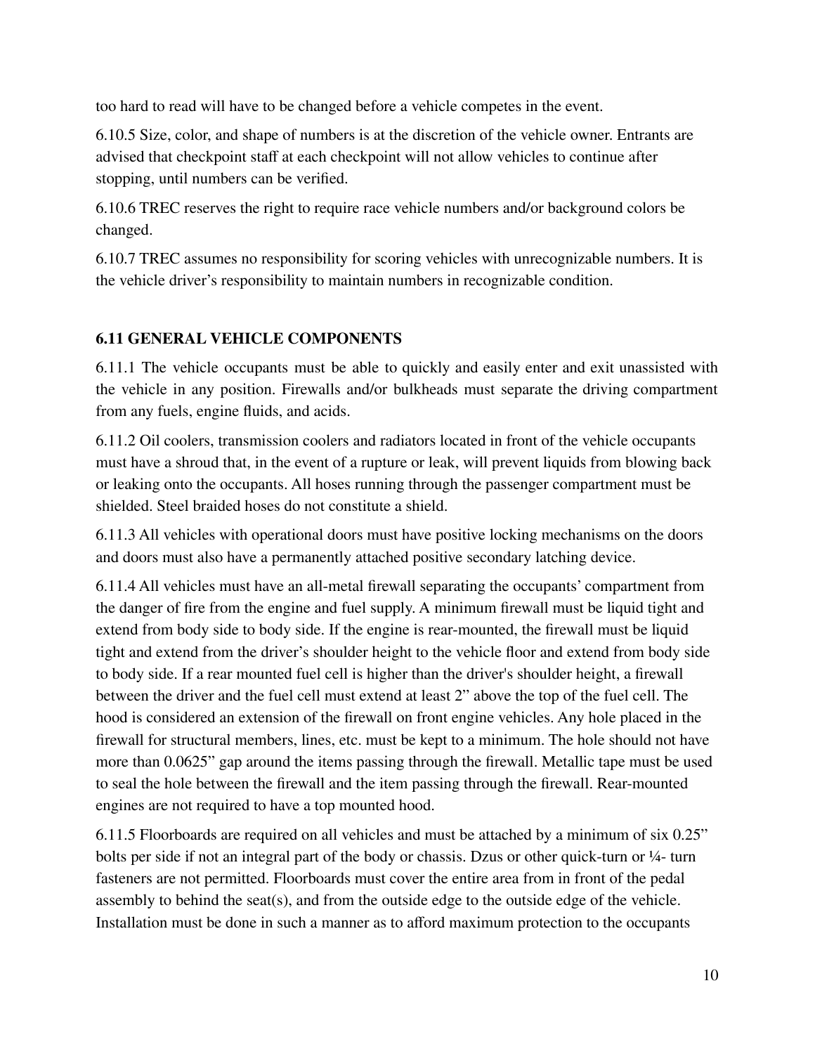too hard to read will have to be changed before a vehicle competes in the event.

6.10.5 Size, color, and shape of numbers is at the discretion of the vehicle owner. Entrants are advised that checkpoint staff at each checkpoint will not allow vehicles to continue after stopping, until numbers can be verified.

6.10.6 TREC reserves the right to require race vehicle numbers and/or background colors be changed.

6.10.7 TREC assumes no responsibility for scoring vehicles with unrecognizable numbers. It is the vehicle driver's responsibility to maintain numbers in recognizable condition.

## 6.11 GENERAL VEHICLE COMPONENTS

6.11.1 The vehicle occupants must be able to quickly and easily enter and exit unassisted with the vehicle in any position. Firewalls and/or bulkheads must separate the driving compartment from any fuels, engine fluids, and acids.

6.11.2 Oil coolers, transmission coolers and radiators located in front of the vehicle occupants must have a shroud that, in the event of a rupture or leak, will prevent liquids from blowing back or leaking onto the occupants. All hoses running through the passenger compartment must be shielded. Steel braided hoses do not constitute a shield.

6.11.3 All vehicles with operational doors must have positive locking mechanisms on the doors and doors must also have a permanently attached positive secondary latching device.

6.11.4 All vehicles must have an all-metal firewall separating the occupants' compartment from the danger of fire from the engine and fuel supply. A minimum firewall must be liquid tight and extend from body side to body side. If the engine is rear-mounted, the firewall must be liquid tight and extend from the driver's shoulder height to the vehicle floor and extend from body side to body side. If a rear mounted fuel cell is higher than the driver's shoulder height, a firewall between the driver and the fuel cell must extend at least 2" above the top of the fuel cell. The hood is considered an extension of the firewall on front engine vehicles. Any hole placed in the firewall for structural members, lines, etc. must be kept to a minimum. The hole should not have more than 0.0625" gap around the items passing through the firewall. Metallic tape must be used to seal the hole between the firewall and the item passing through the firewall. Rear-mounted engines are not required to have a top mounted hood.

6.11.5 Floorboards are required on all vehicles and must be attached by a minimum of six 0.25" bolts per side if not an integral part of the body or chassis. Dzus or other quick-turn or ¼- turn fasteners are not permitted. Floorboards must cover the entire area from in front of the pedal assembly to behind the seat(s), and from the outside edge to the outside edge of the vehicle. Installation must be done in such a manner as to afford maximum protection to the occupants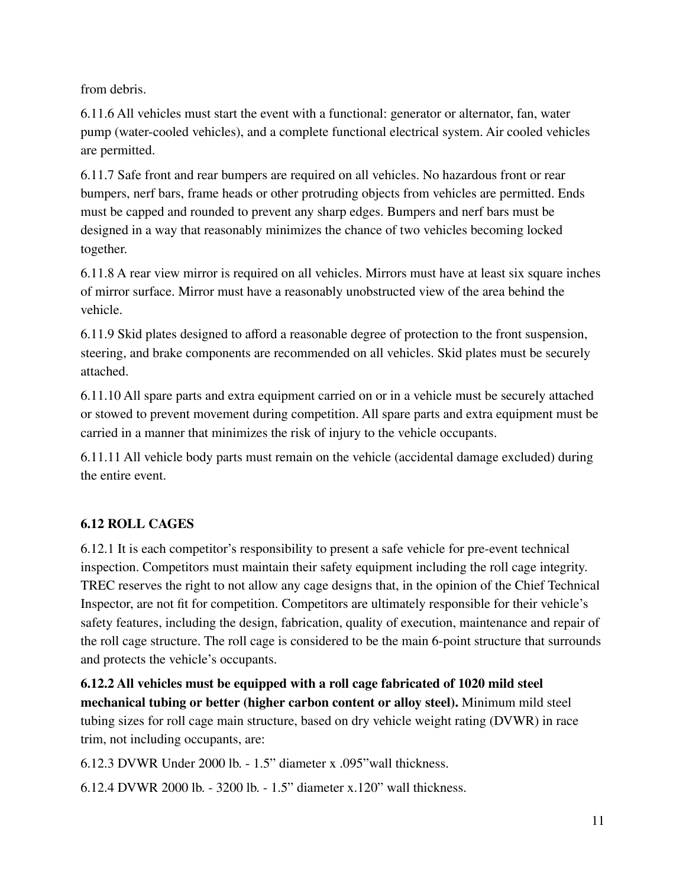from debris.

6.11.6 All vehicles must start the event with a functional: generator or alternator, fan, water pump (water-cooled vehicles), and a complete functional electrical system. Air cooled vehicles are permitted.

6.11.7 Safe front and rear bumpers are required on all vehicles. No hazardous front or rear bumpers, nerf bars, frame heads or other protruding objects from vehicles are permitted. Ends must be capped and rounded to prevent any sharp edges. Bumpers and nerf bars must be designed in a way that reasonably minimizes the chance of two vehicles becoming locked together.

6.11.8 A rear view mirror is required on all vehicles. Mirrors must have at least six square inches of mirror surface. Mirror must have a reasonably unobstructed view of the area behind the vehicle.

6.11.9 Skid plates designed to afford a reasonable degree of protection to the front suspension, steering, and brake components are recommended on all vehicles. Skid plates must be securely attached.

6.11.10 All spare parts and extra equipment carried on or in a vehicle must be securely attached or stowed to prevent movement during competition. All spare parts and extra equipment must be carried in a manner that minimizes the risk of injury to the vehicle occupants.

6.11.11 All vehicle body parts must remain on the vehicle (accidental damage excluded) during the entire event.

### 6.12 ROLL CAGES

6.12.1 It is each competitor's responsibility to present a safe vehicle for pre-event technical inspection. Competitors must maintain their safety equipment including the roll cage integrity. TREC reserves the right to not allow any cage designs that, in the opinion of the Chief Technical Inspector, are not fit for competition. Competitors are ultimately responsible for their vehicle's safety features, including the design, fabrication, quality of execution, maintenance and repair of the roll cage structure. The roll cage is considered to be the main 6-point structure that surrounds and protects the vehicle's occupants.

**6.12.2 All vehicles must be equipped with a roll cage fabricated of 1020 mild steel mechanical tubing or better (higher carbon content or alloy steel).** Minimum mild steel tubing sizes for roll cage main structure, based on dry vehicle weight rating (DVWR) in race trim, not including occupants, are:

6.12.3 DVWR Under 2000 lb. - 1.5" diameter x .095"wall thickness.

6.12.4 DVWR 2000 lb. - 3200 lb. - 1.5" diameter x.120" wall thickness.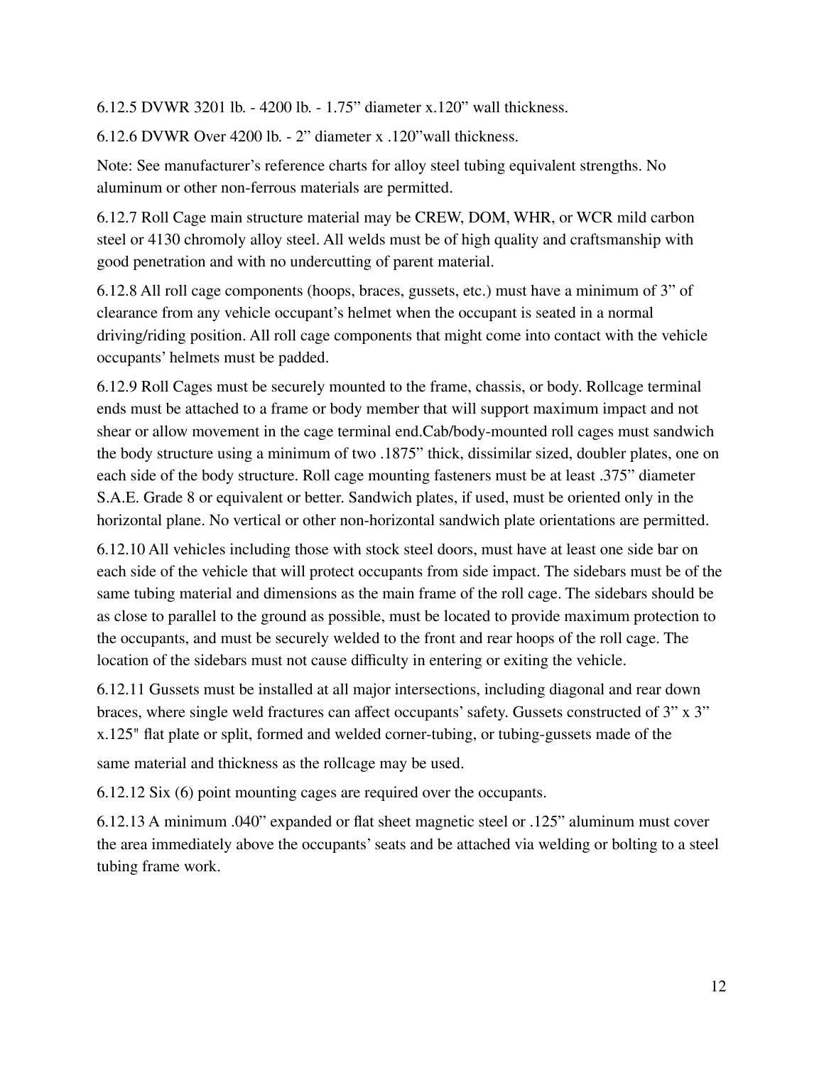6.12.5 DVWR 3201 lb. - 4200 lb. - 1.75" diameter x.120" wall thickness.

6.12.6 DVWR Over 4200 lb. - 2" diameter x .120"wall thickness.

Note: See manufacturer's reference charts for alloy steel tubing equivalent strengths. No aluminum or other non-ferrous materials are permitted.

6.12.7 Roll Cage main structure material may be CREW, DOM, WHR, or WCR mild carbon steel or 4130 chromoly alloy steel. All welds must be of high quality and craftsmanship with good penetration and with no undercutting of parent material.

6.12.8 All roll cage components (hoops, braces, gussets, etc.) must have a minimum of 3" of clearance from any vehicle occupant's helmet when the occupant is seated in a normal driving/riding position. All roll cage components that might come into contact with the vehicle occupants' helmets must be padded.

6.12.9 Roll Cages must be securely mounted to the frame, chassis, or body. Rollcage terminal ends must be attached to a frame or body member that will support maximum impact and not shear or allow movement in the cage terminal end.Cab/body-mounted roll cages must sandwich the body structure using a minimum of two .1875" thick, dissimilar sized, doubler plates, one on each side of the body structure. Roll cage mounting fasteners must be at least .375" diameter S.A.E. Grade 8 or equivalent or better. Sandwich plates, if used, must be oriented only in the horizontal plane. No vertical or other non-horizontal sandwich plate orientations are permitted.

6.12.10 All vehicles including those with stock steel doors, must have at least one side bar on each side of the vehicle that will protect occupants from side impact. The sidebars must be of the same tubing material and dimensions as the main frame of the roll cage. The sidebars should be as close to parallel to the ground as possible, must be located to provide maximum protection to the occupants, and must be securely welded to the front and rear hoops of the roll cage. The location of the sidebars must not cause difficulty in entering or exiting the vehicle.

6.12.11 Gussets must be installed at all major intersections, including diagonal and rear down braces, where single weld fractures can affect occupants' safety. Gussets constructed of 3" x 3" x.125" flat plate or split, formed and welded corner-tubing, or tubing-gussets made of the same material and thickness as the rollcage may be used.

6.12.12 Six (6) point mounting cages are required over the occupants.

6.12.13 A minimum .040" expanded or flat sheet magnetic steel or .125" aluminum must cover the area immediately above the occupants' seats and be attached via welding or bolting to a steel tubing frame work.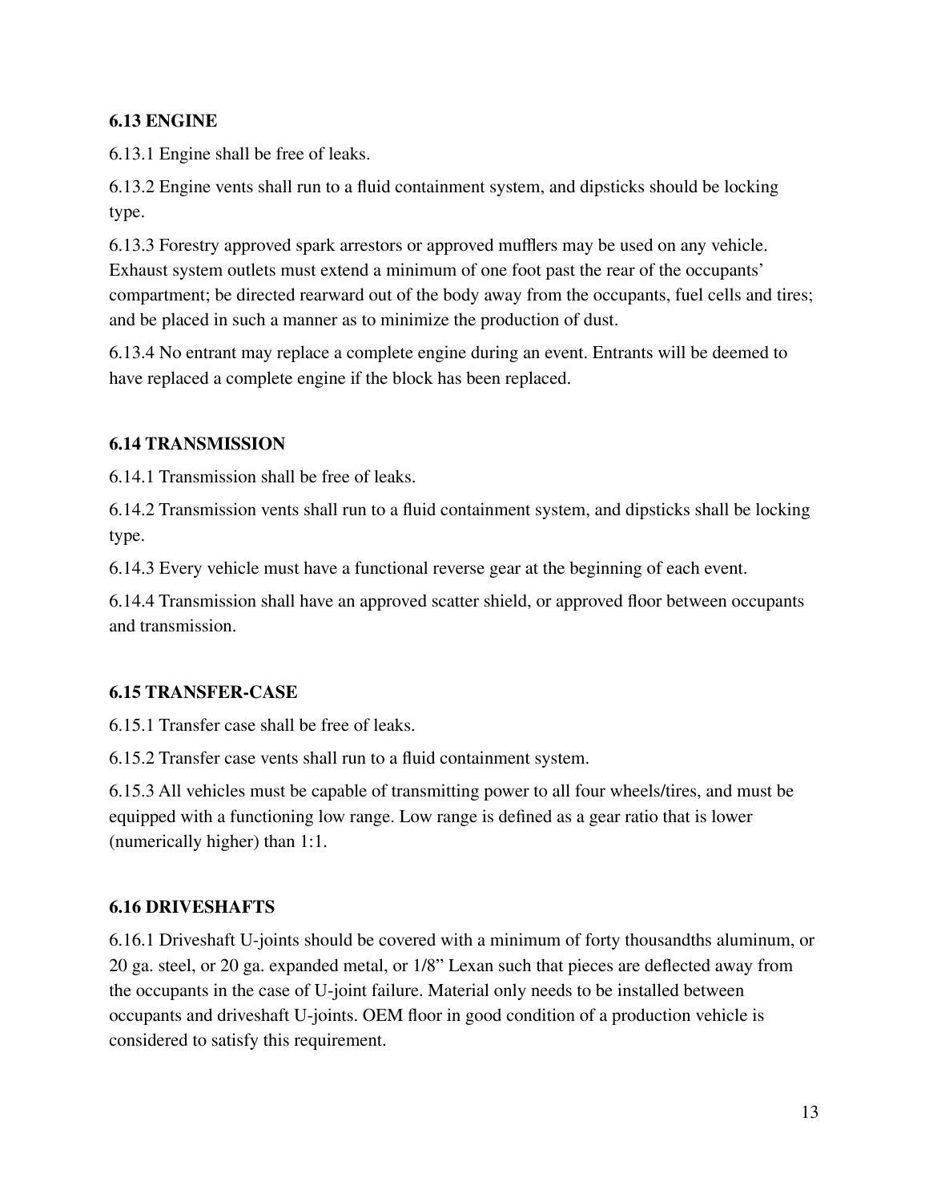### 6.13 ENGINE

6.13.1 Engine shall be free of leaks.

6.13.2 Engine vents shall run to a fluid containment system, and dipsticks should be locking type.

6.13.3 Forestry approved spark arrestors or approved mufflers may be used on any vehicle. Exhaust system outlets must extend a minimum of one foot past the rear of the occupants' compartment; be directed rearward out of the body away from the occupants, fuel cells and tires; and be placed in such a manner as to minimize the production of dust.

6.13.4 No entrant may replace a complete engine during an event. Entrants will be deemed to have replaced a complete engine if the block has been replaced.

### 6.14 TRANSMISSION

6.14.1 Transmission shall be free of leaks.

6.14.2 Transmission vents shall run to a fluid containment system, and dipsticks shall be locking type.

6.14.3 Every vehicle must have a functional reverse gear at the beginning of each event.

6.14.4 Transmission shall have an approved scatter shield, or approved floor between occupants and transmission.

### 6.15 TRANSFER-CASE

6.15.1 Transfer case shall be free of leaks.

6.15.2 Transfer case vents shall run to a fluid containment system.

6.15.3 All vehicles must be capable of transmitting power to all four wheels/tires, and must be equipped with a functioning low range. Low range is defined as a gear ratio that is lower (numerically higher) than 1:1.

### 6.16 DRIVESHAFTS

6.16.1 Driveshaft U-joints should be covered with a minimum of forty thousandths aluminum, or 20 ga. steel, or 20 ga. expanded metal, or 1/8" Lexan such that pieces are deflected away from the occupants in the case of U-joint failure. Material only needs to be installed between occupants and driveshaft U-joints. OEM floor in good condition of a production vehicle is considered to satisfy this requirement.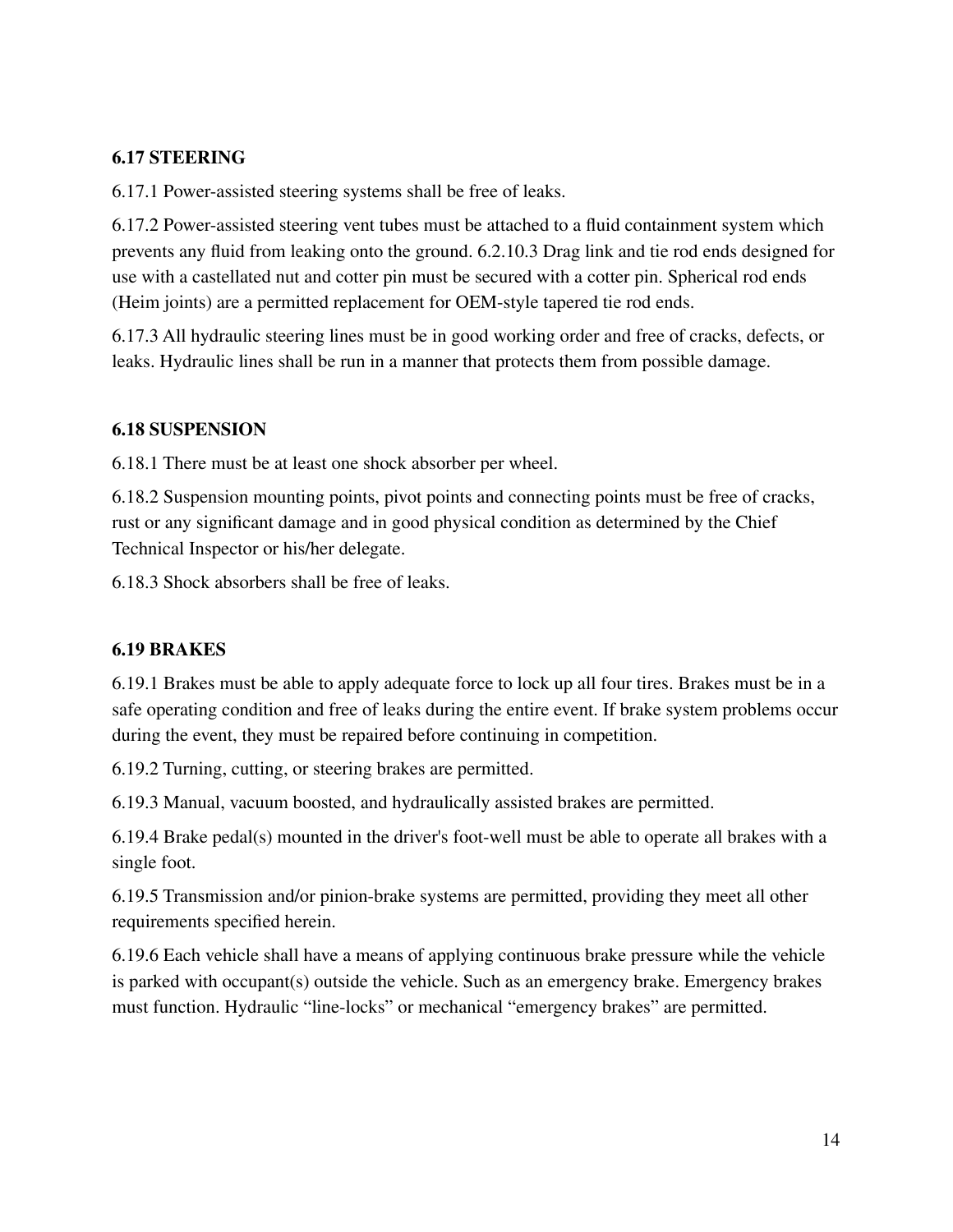### 6.17 STEERING

6.17.1 Power-assisted steering systems shall be free of leaks.

6.17.2 Power-assisted steering vent tubes must be attached to a fluid containment system which prevents any fluid from leaking onto the ground. 6.2.10.3 Drag link and tie rod ends designed for use with a castellated nut and cotter pin must be secured with a cotter pin. Spherical rod ends (Heim joints) are a permitted replacement for OEM-style tapered tie rod ends.

6.17.3 All hydraulic steering lines must be in good working order and free of cracks, defects, or leaks. Hydraulic lines shall be run in a manner that protects them from possible damage.

### 6.18 SUSPENSION

6.18.1 There must be at least one shock absorber per wheel.

6.18.2 Suspension mounting points, pivot points and connecting points must be free of cracks, rust or any significant damage and in good physical condition as determined by the Chief Technical Inspector or his/her delegate.

6.18.3 Shock absorbers shall be free of leaks.

### 6.19 BRAKES

6.19.1 Brakes must be able to apply adequate force to lock up all four tires. Brakes must be in a safe operating condition and free of leaks during the entire event. If brake system problems occur during the event, they must be repaired before continuing in competition.

6.19.2 Turning, cutting, or steering brakes are permitted.

6.19.3 Manual, vacuum boosted, and hydraulically assisted brakes are permitted.

6.19.4 Brake pedal(s) mounted in the driver's foot-well must be able to operate all brakes with a single foot.

6.19.5 Transmission and/or pinion-brake systems are permitted, providing they meet all other requirements specified herein.

6.19.6 Each vehicle shall have a means of applying continuous brake pressure while the vehicle is parked with occupant(s) outside the vehicle. Such as an emergency brake. Emergency brakes must function. Hydraulic “line-locks” or mechanical “emergency brakes” are permitted.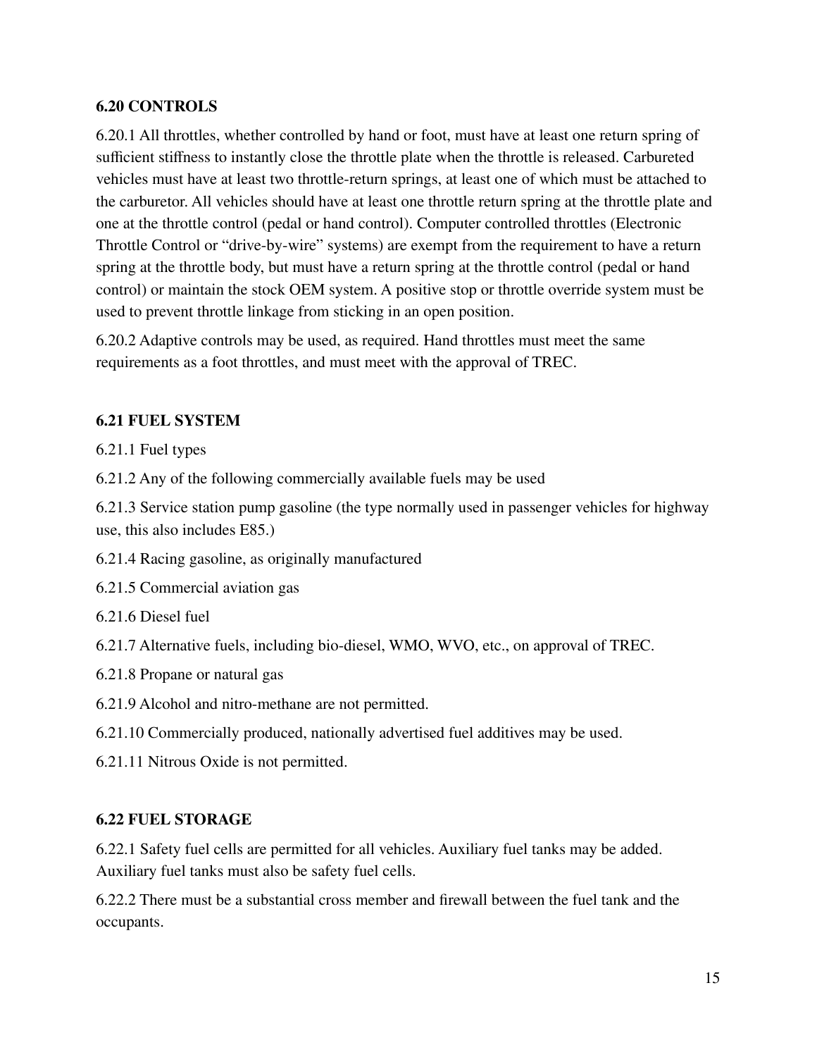### 6.20 CONTROLS

6.20.1 All throttles, whether controlled by hand or foot, must have at least one return spring of sufficient stiffness to instantly close the throttle plate when the throttle is released. Carbureted vehicles must have at least two throttle-return springs, at least one of which must be attached to the carburetor. All vehicles should have at least one throttle return spring at the throttle plate and one at the throttle control (pedal or hand control). Computer controlled throttles (Electronic Throttle Control or “drive-by-wire” systems) are exempt from the requirement to have a return spring at the throttle body, but must have a return spring at the throttle control (pedal or hand control) or maintain the stock OEM system. A positive stop or throttle override system must be used to prevent throttle linkage from sticking in an open position.

6.20.2 Adaptive controls may be used, as required. Hand throttles must meet the same requirements as a foot throttles, and must meet with the approval of TREC.

### 6.21 FUEL SYSTEM

6.21.1 Fuel types

6.21.2 Any of the following commercially available fuels may be used

6.21.3 Service station pump gasoline (the type normally used in passenger vehicles for highway use, this also includes E85.)

6.21.4 Racing gasoline, as originally manufactured

6.21.5 Commercial aviation gas

6.21.6 Diesel fuel

6.21.7 Alternative fuels, including bio-diesel, WMO, WVO, etc., on approval of TREC.

6.21.8 Propane or natural gas

6.21.9 Alcohol and nitro-methane are not permitted.

6.21.10 Commercially produced, nationally advertised fuel additives may be used.

6.21.11 Nitrous Oxide is not permitted.

### 6.22 FUEL STORAGE

6.22.1 Safety fuel cells are permitted for all vehicles. Auxiliary fuel tanks may be added. Auxiliary fuel tanks must also be safety fuel cells.

6.22.2 There must be a substantial cross member and firewall between the fuel tank and the occupants.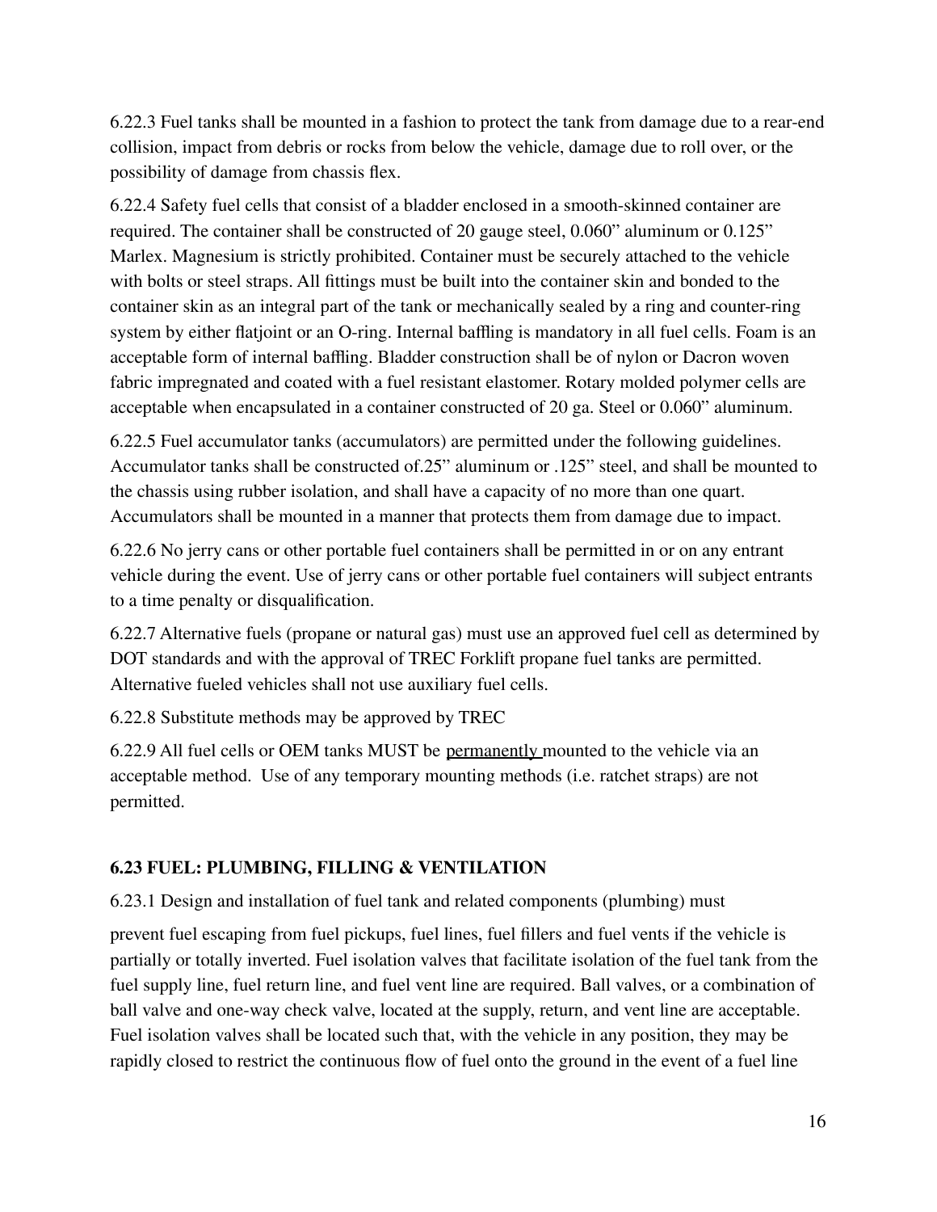6.22.3 Fuel tanks shall be mounted in a fashion to protect the tank from damage due to a rear-end collision, impact from debris or rocks from below the vehicle, damage due to roll over, or the possibility of damage from chassis flex.

6.22.4 Safety fuel cells that consist of a bladder enclosed in a smooth-skinned container are required. The container shall be constructed of 20 gauge steel, 0.060" aluminum or 0.125" Marlex. Magnesium is strictly prohibited. Container must be securely attached to the vehicle with bolts or steel straps. All fittings must be built into the container skin and bonded to the container skin as an integral part of the tank or mechanically sealed by a ring and counter-ring system by either flatjoint or an O-ring. Internal baffling is mandatory in all fuel cells. Foam is an acceptable form of internal baffling. Bladder construction shall be of nylon or Dacron woven fabric impregnated and coated with a fuel resistant elastomer. Rotary molded polymer cells are acceptable when encapsulated in a container constructed of 20 ga. Steel or 0.060" aluminum.

6.22.5 Fuel accumulator tanks (accumulators) are permitted under the following guidelines. Accumulator tanks shall be constructed of.25" aluminum or .125" steel, and shall be mounted to the chassis using rubber isolation, and shall have a capacity of no more than one quart. Accumulators shall be mounted in a manner that protects them from damage due to impact.

6.22.6 No jerry cans or other portable fuel containers shall be permitted in or on any entrant vehicle during the event. Use of jerry cans or other portable fuel containers will subject entrants to a time penalty or disqualification.

6.22.7 Alternative fuels (propane or natural gas) must use an approved fuel cell as determined by DOT standards and with the approval of TREC Forklift propane fuel tanks are permitted. Alternative fueled vehicles shall not use auxiliary fuel cells.

6.22.8 Substitute methods may be approved by TREC

6.22.9 All fuel cells or OEM tanks MUST be permanently mounted to the vehicle via an acceptable method. Use of any temporary mounting methods (i.e. ratchet straps) are not permitted.

**6.23 FUEL: PLUMBING, FILLING & VENTILATION**

6.23.1 Design and installation of fuel tank and related components (plumbing) must

prevent fuel escaping from fuel pickups, fuel lines, fuel fillers and fuel vents if the vehicle is partially or totally inverted. Fuel isolation valves that facilitate isolation of the fuel tank from the fuel supply line, fuel return line, and fuel vent line are required. Ball valves, or a combination of ball valve and one-way check valve, located at the supply, return, and vent line are acceptable. Fuel isolation valves shall be located such that, with the vehicle in any position, they may be rapidly closed to restrict the continuous flow of fuel onto the ground in the event of a fuel line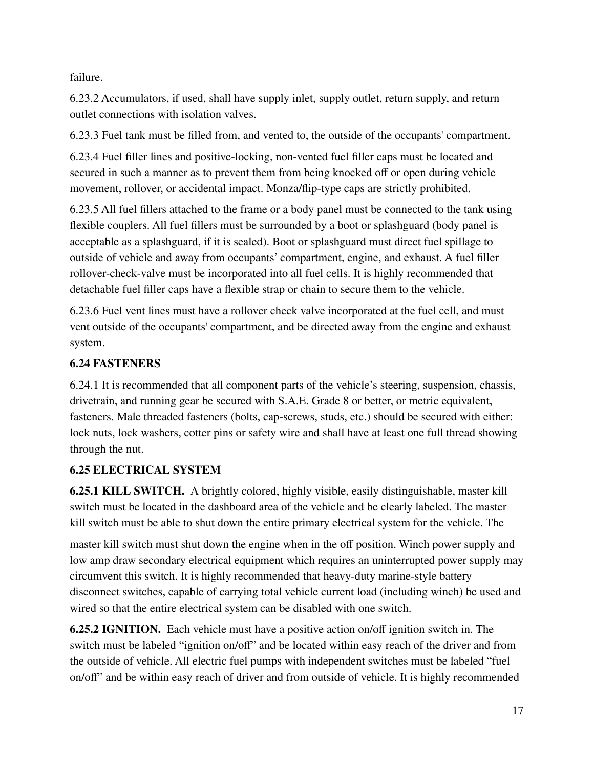failure.

6.23.2 Accumulators, if used, shall have supply inlet, supply outlet, return supply, and return outlet connections with isolation valves.

6.23.3 Fuel tank must be filled from, and vented to, the outside of the occupants' compartment.

6.23.4 Fuel filler lines and positive-locking, non-vented fuel filler caps must be located and secured in such a manner as to prevent them from being knocked off or open during vehicle movement, rollover, or accidental impact. Monza/flip-type caps are strictly prohibited.

6.23.5 All fuel fillers attached to the frame or a body panel must be connected to the tank using flexible couplers. All fuel fillers must be surrounded by a boot or splashguard (body panel is acceptable as a splashguard, if it is sealed). Boot or splashguard must direct fuel spillage to outside of vehicle and away from occupants' compartment, engine, and exhaust. A fuel filler rollover-check-valve must be incorporated into all fuel cells. It is highly recommended that detachable fuel filler caps have a flexible strap or chain to secure them to the vehicle.

6.23.6 Fuel vent lines must have a rollover check valve incorporated at the fuel cell, and must vent outside of the occupants' compartment, and be directed away from the engine and exhaust system.

### 6.24 FASTENERS

6.24.1 It is recommended that all component parts of the vehicle's steering, suspension, chassis, drivetrain, and running gear be secured with S.A.E. Grade 8 or better, or metric equivalent, fasteners. Male threaded fasteners (bolts, cap-screws, studs, etc.) should be secured with either: lock nuts, lock washers, cotter pins or safety wire and shall have at least one full thread showing through the nut.

### 6.25 ELECTRICAL SYSTEM

**6.25.1 KILL SWITCH.** A brightly colored, highly visible, easily distinguishable, master kill switch must be located in the dashboard area of the vehicle and be clearly labeled. The master kill switch must be able to shut down the entire primary electrical system for the vehicle. The master kill switch must shut down the engine when in the off position. Winch power supply and low amp draw secondary electrical equipment which requires an uninterrupted power supply may circumvent this switch. It is highly recommended that heavy-duty marine-style battery disconnect switches, capable of carrying total vehicle current load (including winch) be used and wired so that the entire electrical system can be disabled with one switch.

**6.25.2 IGNITION.** Each vehicle must have a positive action on/off ignition switch in. The switch must be labeled "ignition on/off" and be located within easy reach of the driver and from the outside of vehicle. All electric fuel pumps with independent switches must be labeled "fuel on/off" and be within easy reach of driver and from outside of vehicle. It is highly recommended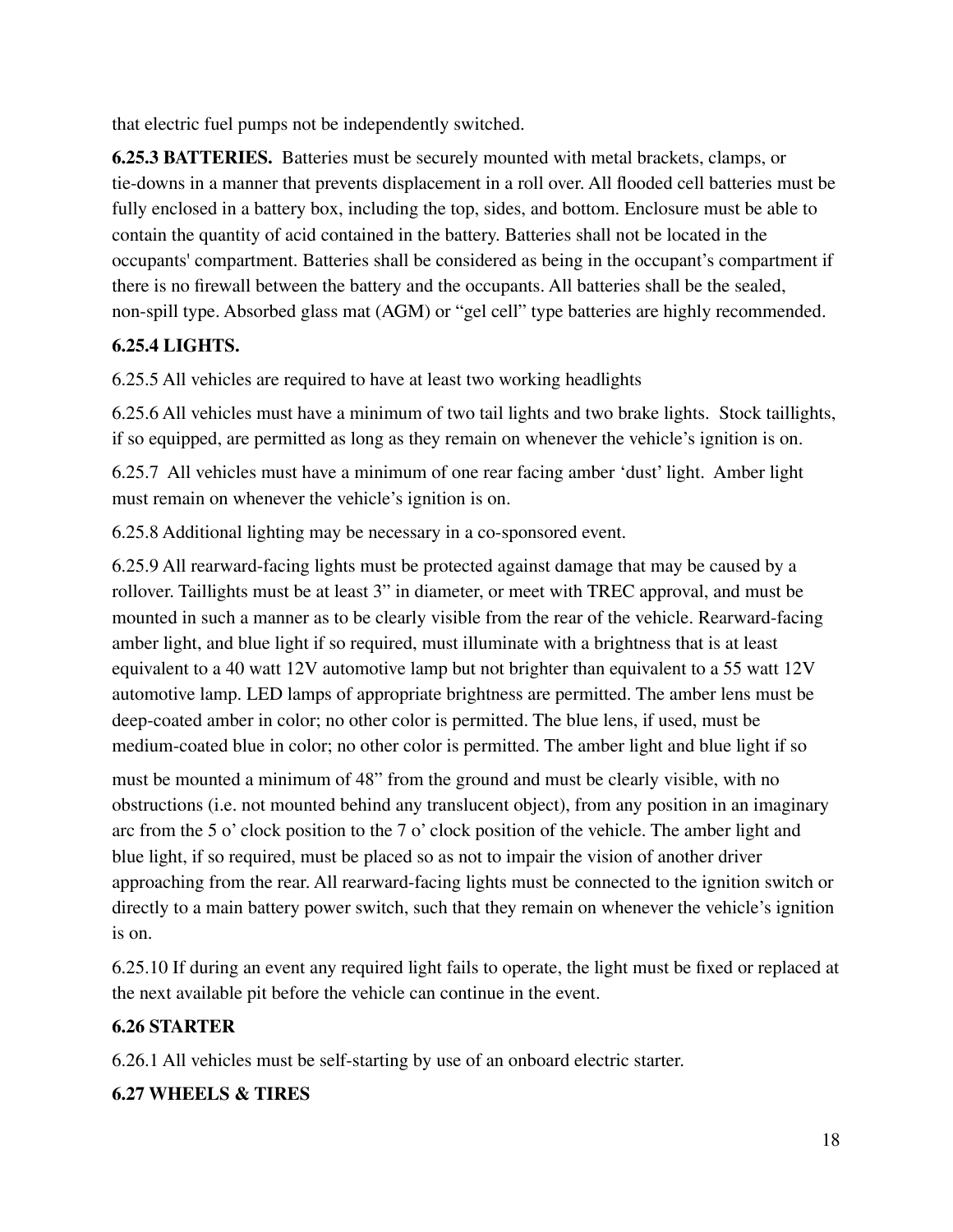that electric fuel pumps not be independently switched.

**6.25.3 BATTERIES.** Batteries must be securely mounted with metal brackets, clamps, or tie-downs in a manner that prevents displacement in a roll over. All flooded cell batteries must be fully enclosed in a battery box, including the top, sides, and bottom. Enclosure must be able to contain the quantity of acid contained in the battery. Batteries shall not be located in the occupants' compartment. Batteries shall be considered as being in the occupant's compartment if there is no firewall between the battery and the occupants. All batteries shall be the sealed, non-spill type. Absorbed glass mat (AGM) or "gel cell" type batteries are highly recommended.

**6.25.4 LIGHTS.**

6.25.5 All vehicles are required to have at least two working headlights

6.25.6 All vehicles must have a minimum of two tail lights and two brake lights. Stock taillights, if so equipped, are permitted as long as they remain on whenever the vehicle's ignition is on.

6.25.7 All vehicles must have a minimum of one rear facing amber 'dust' light. Amber light must remain on whenever the vehicle's ignition is on.

6.25.8 Additional lighting may be necessary in a co-sponsored event.

6.25.9 All rearward-facing lights must be protected against damage that may be caused by a rollover. Taillights must be at least 3" in diameter, or meet with TREC approval, and must be mounted in such a manner as to be clearly visible from the rear of the vehicle. Rearward-facing amber light, and blue light if so required, must illuminate with a brightness that is at least equivalent to a 40 watt 12V automotive lamp but not brighter than equivalent to a 55 watt 12V automotive lamp. LED lamps of appropriate brightness are permitted. The amber lens must be deep-coated amber in color; no other color is permitted. The blue lens, if used, must be medium-coated blue in color; no other color is permitted. The amber light and blue light if so must be mounted a minimum of 48" from the ground and must be clearly visible, with no obstructions (i.e. not mounted behind any translucent object), from any position in an imaginary arc from the 5 o' clock position to the 7 o' clock position of the vehicle. The amber light and blue light, if so required, must be placed so as not to impair the vision of another driver approaching from the rear. All rearward-facing lights must be connected to the ignition switch or directly to a main battery power switch, such that they remain on whenever the vehicle's ignition is on.

6.25.10 If during an event any required light fails to operate, the light must be fixed or replaced at the next available pit before the vehicle can continue in the event.

**6.26 STARTER**

6.26.1 All vehicles must be self-starting by use of an onboard electric starter.

**6.27 WHEELS & TIRES**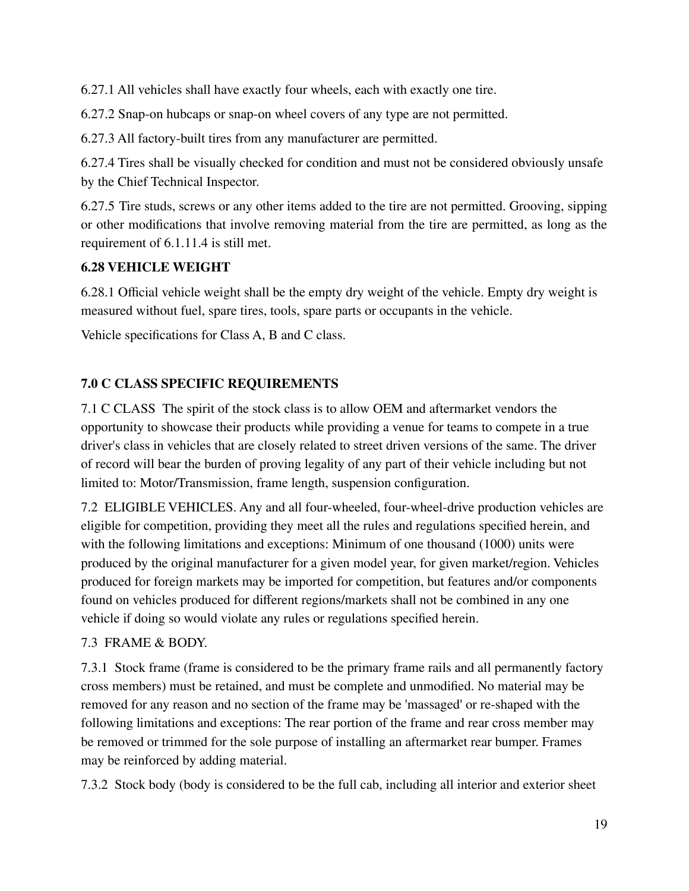6.27.1 All vehicles shall have exactly four wheels, each with exactly one tire.

6.27.2 Snap-on hubcaps or snap-on wheel covers of any type are not permitted.

6.27.3 All factory-built tires from any manufacturer are permitted.

6.27.4 Tires shall be visually checked for condition and must not be considered obviously unsafe by the Chief Technical Inspector.

6.27.5 Tire studs, screws or any other items added to the tire are not permitted. Grooving, sipping or other modifications that involve removing material from the tire are permitted, as long as the requirement of 6.1.11.4 is still met.

**6.28 VEHICLE WEIGHT**

6.28.1 Official vehicle weight shall be the empty dry weight of the vehicle. Empty dry weight is measured without fuel, spare tires, tools, spare parts or occupants in the vehicle.

Vehicle specifications for Class A, B and C class.

**7.0 C CLASS SPECIFIC REQUIREMENTS**

7.1 C CLASS The spirit of the stock class is to allow OEM and aftermarket vendors the opportunity to showcase their products while providing a venue for teams to compete in a true driver's class in vehicles that are closely related to street driven versions of the same. The driver of record will bear the burden of proving legality of any part of their vehicle including but not limited to: Motor/Transmission, frame length, suspension configuration.

7.2 ELIGIBLE VEHICLES. Any and all four-wheeled, four-wheel-drive production vehicles are eligible for competition, providing they meet all the rules and regulations specified herein, and with the following limitations and exceptions: Minimum of one thousand (1000) units were produced by the original manufacturer for a given model year, for given market/region. Vehicles produced for foreign markets may be imported for competition, but features and/or components found on vehicles produced for different regions/markets shall not be combined in any one vehicle if doing so would violate any rules or regulations specified herein.

7.3 FRAME & BODY.

7.3.1 Stock frame (frame is considered to be the primary frame rails and all permanently factory cross members) must be retained, and must be complete and unmodified. No material may be removed for any reason and no section of the frame may be 'massaged' or re-shaped with the following limitations and exceptions: The rear portion of the frame and rear cross member may be removed or trimmed for the sole purpose of installing an aftermarket rear bumper. Frames may be reinforced by adding material.

7.3.2 Stock body (body is considered to be the full cab, including all interior and exterior sheet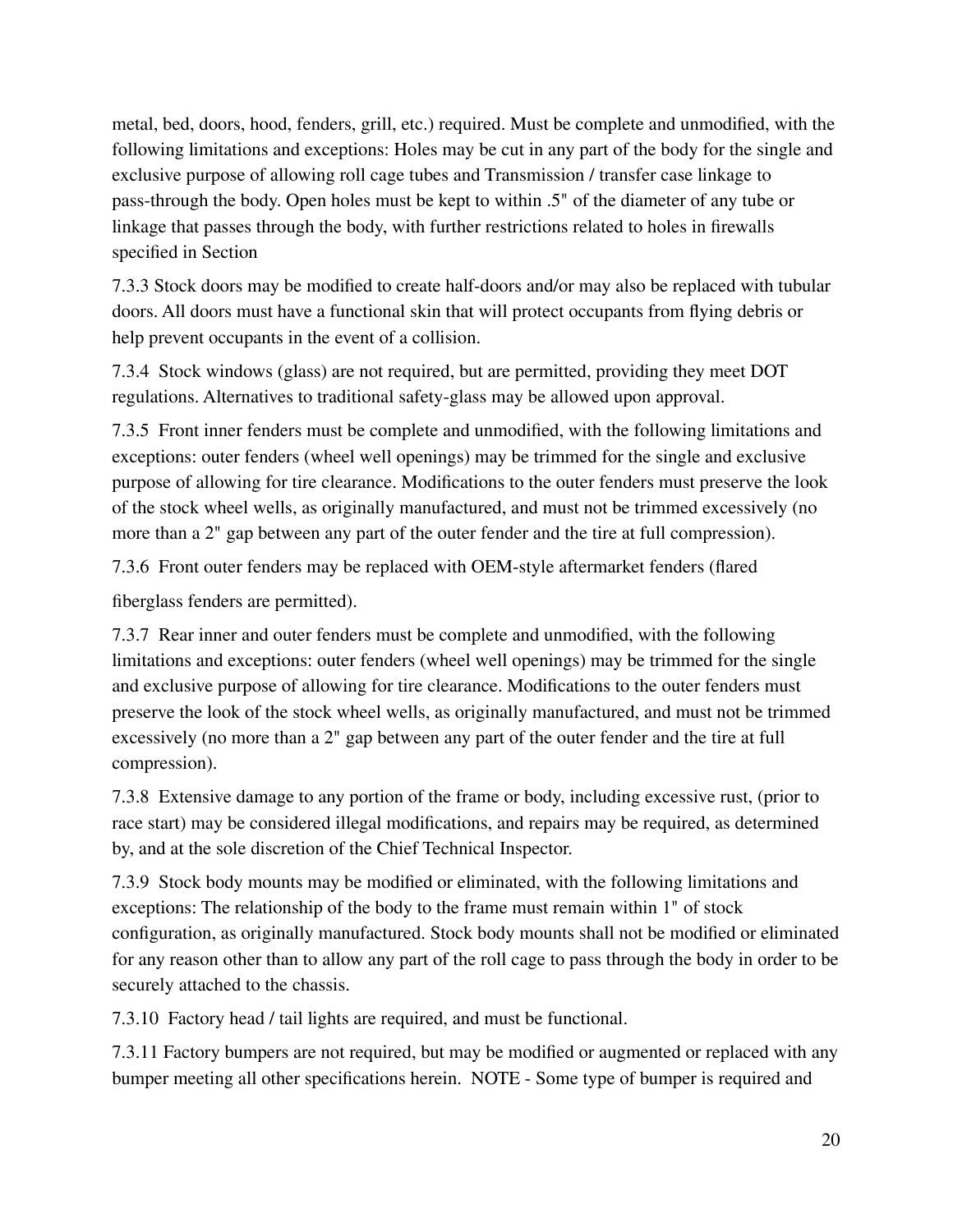metal, bed, doors, hood, fenders, grill, etc.) required. Must be complete and unmodified, with the following limitations and exceptions: Holes may be cut in any part of the body for the single and exclusive purpose of allowing roll cage tubes and Transmission / transfer case linkage to pass-through the body. Open holes must be kept to within .5" of the diameter of any tube or linkage that passes through the body, with further restrictions related to holes in firewalls specified in Section

7.3.3 Stock doors may be modified to create half-doors and/or may also be replaced with tubular doors. All doors must have a functional skin that will protect occupants from flying debris or help prevent occupants in the event of a collision.

7.3.4 Stock windows (glass) are not required, but are permitted, providing they meet DOT regulations. Alternatives to traditional safety-glass may be allowed upon approval.

7.3.5 Front inner fenders must be complete and unmodified, with the following limitations and exceptions: outer fenders (wheel well openings) may be trimmed for the single and exclusive purpose of allowing for tire clearance. Modifications to the outer fenders must preserve the look of the stock wheel wells, as originally manufactured, and must not be trimmed excessively (no more than a 2" gap between any part of the outer fender and the tire at full compression).

7.3.6 Front outer fenders may be replaced with OEM-style aftermarket fenders (flared fiberglass fenders are permitted).

7.3.7 Rear inner and outer fenders must be complete and unmodified, with the following limitations and exceptions: outer fenders (wheel well openings) may be trimmed for the single and exclusive purpose of allowing for tire clearance. Modifications to the outer fenders must preserve the look of the stock wheel wells, as originally manufactured, and must not be trimmed excessively (no more than a 2" gap between any part of the outer fender and the tire at full compression).

7.3.8 Extensive damage to any portion of the frame or body, including excessive rust, (prior to race start) may be considered illegal modifications, and repairs may be required, as determined by, and at the sole discretion of the Chief Technical Inspector.

7.3.9 Stock body mounts may be modified or eliminated, with the following limitations and exceptions: The relationship of the body to the frame must remain within 1" of stock configuration, as originally manufactured. Stock body mounts shall not be modified or eliminated for any reason other than to allow any part of the roll cage to pass through the body in order to be securely attached to the chassis.

7.3.10 Factory head / tail lights are required, and must be functional.

7.3.11 Factory bumpers are not required, but may be modified or augmented or replaced with any bumper meeting all other specifications herein. NOTE - Some type of bumper is required and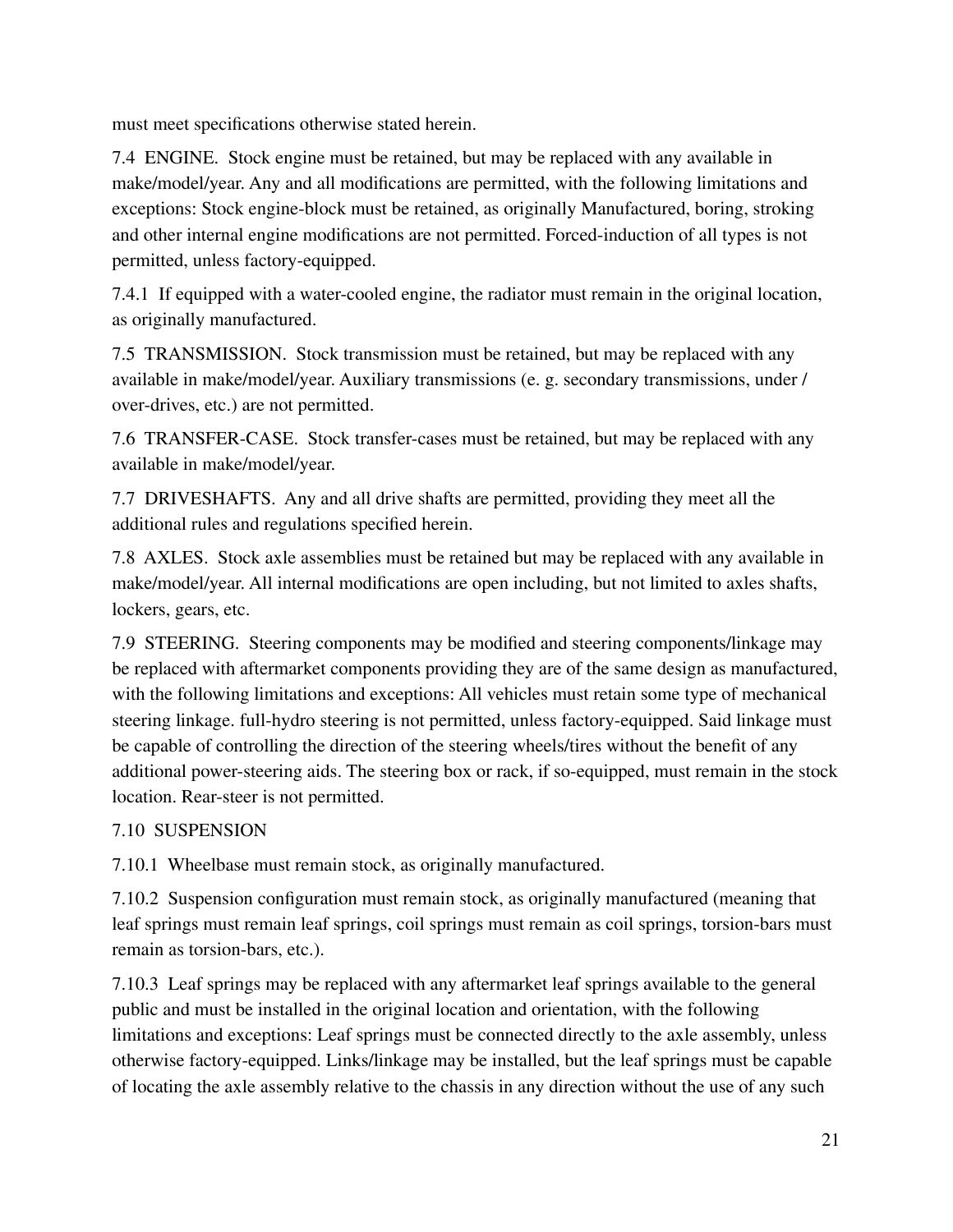must meet specifications otherwise stated herein.

7.4 ENGINE. Stock engine must be retained, but may be replaced with any available in make/model/year. Any and all modifications are permitted, with the following limitations and exceptions: Stock engine-block must be retained, as originally Manufactured, boring, stroking and other internal engine modifications are not permitted. Forced-induction of all types is not permitted, unless factory-equipped.

7.4.1 If equipped with a water-cooled engine, the radiator must remain in the original location, as originally manufactured.

7.5 TRANSMISSION. Stock transmission must be retained, but may be replaced with any available in make/model/year. Auxiliary transmissions (e. g. secondary transmissions, under / over-drives, etc.) are not permitted.

7.6 TRANSFER-CASE. Stock transfer-cases must be retained, but may be replaced with any available in make/model/year.

7.7 DRIVESHAFTS. Any and all drive shafts are permitted, providing they meet all the additional rules and regulations specified herein.

7.8 AXLES. Stock axle assemblies must be retained but may be replaced with any available in make/model/year. All internal modifications are open including, but not limited to axles shafts, lockers, gears, etc.

7.9 STEERING. Steering components may be modified and steering components/linkage may be replaced with aftermarket components providing they are of the same design as manufactured, with the following limitations and exceptions: All vehicles must retain some type of mechanical steering linkage. full-hydro steering is not permitted, unless factory-equipped. Said linkage must be capable of controlling the direction of the steering wheels/tires without the benefit of any additional power-steering aids. The steering box or rack, if so-equipped, must remain in the stock location. Rear-steer is not permitted.

7.10 SUSPENSION

7.10.1 Wheelbase must remain stock, as originally manufactured.

7.10.2 Suspension configuration must remain stock, as originally manufactured (meaning that leaf springs must remain leaf springs, coil springs must remain as coil springs, torsion-bars must remain as torsion-bars, etc.).

7.10.3 Leaf springs may be replaced with any aftermarket leaf springs available to the general public and must be installed in the original location and orientation, with the following limitations and exceptions: Leaf springs must be connected directly to the axle assembly, unless otherwise factory-equipped. Links/linkage may be installed, but the leaf springs must be capable of locating the axle assembly relative to the chassis in any direction without the use of any such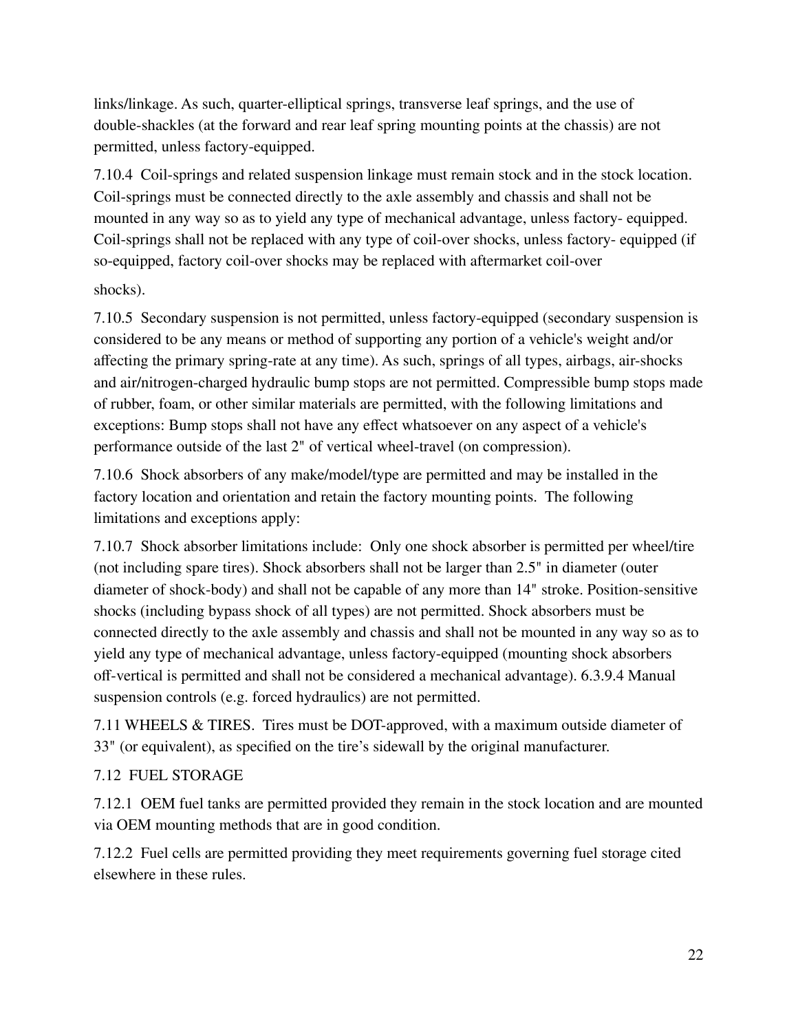links/linkage. As such, quarter-elliptical springs, transverse leaf springs, and the use of double-shackles (at the forward and rear leaf spring mounting points at the chassis) are not permitted, unless factory-equipped.

7.10.4 Coil-springs and related suspension linkage must remain stock and in the stock location. Coil-springs must be connected directly to the axle assembly and chassis and shall not be mounted in any way so as to yield any type of mechanical advantage, unless factory- equipped. Coil-springs shall not be replaced with any type of coil-over shocks, unless factory- equipped (if so-equipped, factory coil-over shocks may be replaced with aftermarket coil-over shocks).

7.10.5 Secondary suspension is not permitted, unless factory-equipped (secondary suspension is considered to be any means or method of supporting any portion of a vehicle's weight and/or affecting the primary spring-rate at any time). As such, springs of all types, airbags, air-shocks and air/nitrogen-charged hydraulic bump stops are not permitted. Compressible bump stops made of rubber, foam, or other similar materials are permitted, with the following limitations and exceptions: Bump stops shall not have any effect whatsoever on any aspect of a vehicle's performance outside of the last 2" of vertical wheel-travel (on compression).

7.10.6 Shock absorbers of any make/model/type are permitted and may be installed in the factory location and orientation and retain the factory mounting points. The following limitations and exceptions apply:

7.10.7 Shock absorber limitations include: Only one shock absorber is permitted per wheel/tire (not including spare tires). Shock absorbers shall not be larger than 2.5" in diameter (outer diameter of shock-body) and shall not be capable of any more than 14" stroke. Position-sensitive shocks (including bypass shock of all types) are not permitted. Shock absorbers must be connected directly to the axle assembly and chassis and shall not be mounted in any way so as to yield any type of mechanical advantage, unless factory-equipped (mounting shock absorbers off-vertical is permitted and shall not be considered a mechanical advantage). 6.3.9.4 Manual suspension controls (e.g. forced hydraulics) are not permitted.

7.11 WHEELS & TIRES. Tires must be DOT-approved, with a maximum outside diameter of 33" (or equivalent), as specified on the tire's sidewall by the original manufacturer.

7.12 FUEL STORAGE

7.12.1 OEM fuel tanks are permitted provided they remain in the stock location and are mounted via OEM mounting methods that are in good condition.

7.12.2 Fuel cells are permitted providing they meet requirements governing fuel storage cited elsewhere in these rules.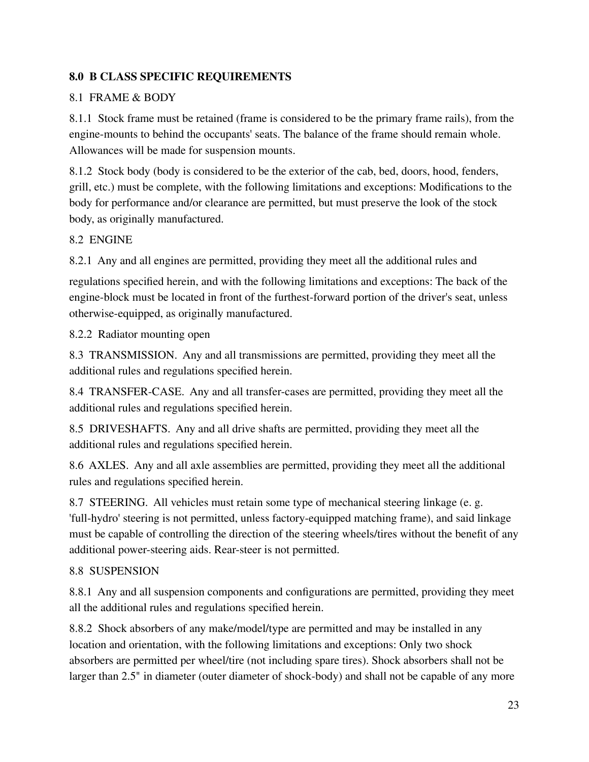## 8.0 B CLASS SPECIFIC REQUIREMENTS

8.1 FRAME & BODY

8.1.1 Stock frame must be retained (frame is considered to be the primary frame rails), from the engine-mounts to behind the occupants' seats. The balance of the frame should remain whole. Allowances will be made for suspension mounts.

8.1.2 Stock body (body is considered to be the exterior of the cab, bed, doors, hood, fenders, grill, etc.) must be complete, with the following limitations and exceptions: Modifications to the body for performance and/or clearance are permitted, but must preserve the look of the stock body, as originally manufactured.

8.2 ENGINE

8.2.1 Any and all engines are permitted, providing they meet all the additional rules and regulations specified herein, and with the following limitations and exceptions: The back of the engine-block must be located in front of the furthest-forward portion of the driver's seat, unless otherwise-equipped, as originally manufactured.

8.2.2 Radiator mounting open

8.3 TRANSMISSION. Any and all transmissions are permitted, providing they meet all the additional rules and regulations specified herein.

8.4 TRANSFER-CASE. Any and all transfer-cases are permitted, providing they meet all the additional rules and regulations specified herein.

8.5 DRIVESHAFTS. Any and all drive shafts are permitted, providing they meet all the additional rules and regulations specified herein.

8.6 AXLES. Any and all axle assemblies are permitted, providing they meet all the additional rules and regulations specified herein.

8.7 STEERING. All vehicles must retain some type of mechanical steering linkage (e. g. 'full-hydro' steering is not permitted, unless factory-equipped matching frame), and said linkage must be capable of controlling the direction of the steering wheels/tires without the benefit of any additional power-steering aids. Rear-steer is not permitted.

8.8 SUSPENSION

8.8.1 Any and all suspension components and configurations are permitted, providing they meet all the additional rules and regulations specified herein.

8.8.2 Shock absorbers of any make/model/type are permitted and may be installed in any location and orientation, with the following limitations and exceptions: Only two shock absorbers are permitted per wheel/tire (not including spare tires). Shock absorbers shall not be larger than 2.5" in diameter (outer diameter of shock-body) and shall not be capable of any more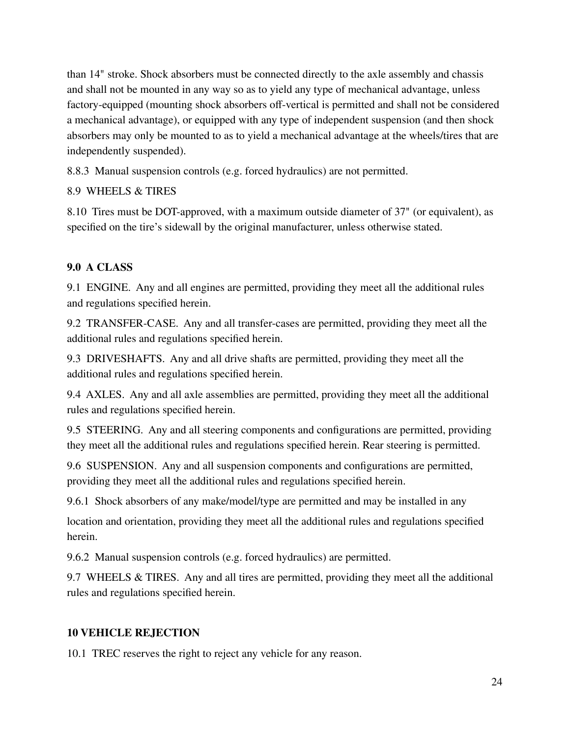than 14" stroke. Shock absorbers must be connected directly to the axle assembly and chassis and shall not be mounted in any way so as to yield any type of mechanical advantage, unless factory-equipped (mounting shock absorbers off-vertical is permitted and shall not be considered a mechanical advantage), or equipped with any type of independent suspension (and then shock absorbers may only be mounted to as to yield a mechanical advantage at the wheels/tires that are independently suspended).

8.8.3 Manual suspension controls (e.g. forced hydraulics) are not permitted.

8.9 WHEELS & TIRES

8.10 Tires must be DOT-approved, with a maximum outside diameter of 37" (or equivalent), as specified on the tire's sidewall by the original manufacturer, unless otherwise stated.

## 9.0 A CLASS

9.1 ENGINE. Any and all engines are permitted, providing they meet all the additional rules and regulations specified herein.

9.2 TRANSFER-CASE. Any and all transfer-cases are permitted, providing they meet all the additional rules and regulations specified herein.

9.3 DRIVESHAFTS. Any and all drive shafts are permitted, providing they meet all the additional rules and regulations specified herein.

9.4 AXLES. Any and all axle assemblies are permitted, providing they meet all the additional rules and regulations specified herein.

9.5 STEERING. Any and all steering components and configurations are permitted, providing they meet all the additional rules and regulations specified herein. Rear steering is permitted.

9.6 SUSPENSION. Any and all suspension components and configurations are permitted, providing they meet all the additional rules and regulations specified herein.

9.6.1 Shock absorbers of any make/model/type are permitted and may be installed in any location and orientation, providing they meet all the additional rules and regulations specified herein.

9.6.2 Manual suspension controls (e.g. forced hydraulics) are permitted.

9.7 WHEELS & TIRES. Any and all tires are permitted, providing they meet all the additional rules and regulations specified herein.

## 10 VEHICLE REJECTION

10.1 TREC reserves the right to reject any vehicle for any reason.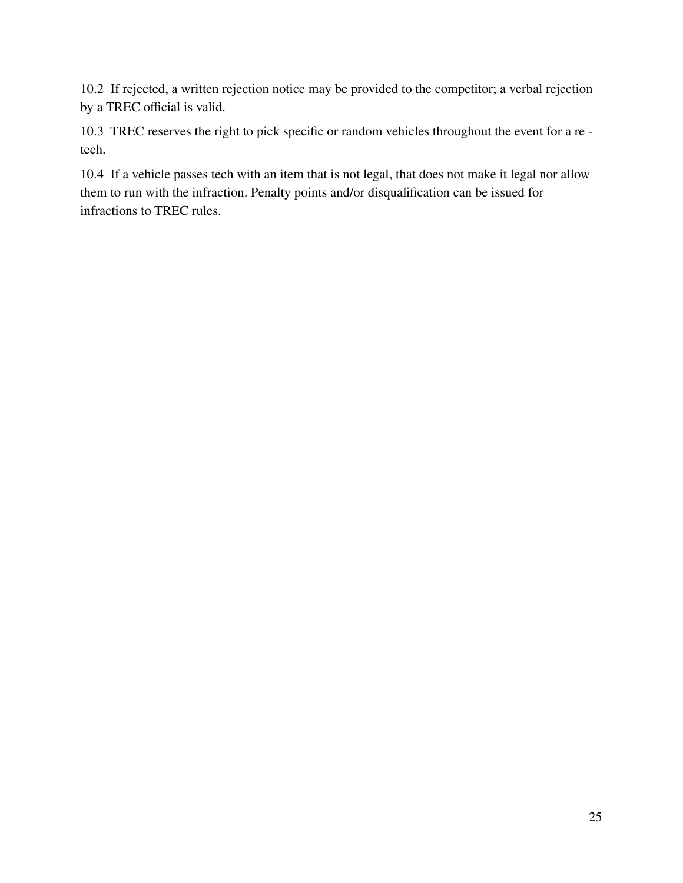10.2 If rejected, a written rejection notice may be provided to the competitor; a verbal rejection by a TREC official is valid.

10.3 TREC reserves the right to pick specific or random vehicles throughout the event for a re - tech.

10.4 If a vehicle passes tech with an item that is not legal, that does not make it legal nor allow them to run with the infraction. Penalty points and/or disqualification can be issued for infractions to TREC rules.